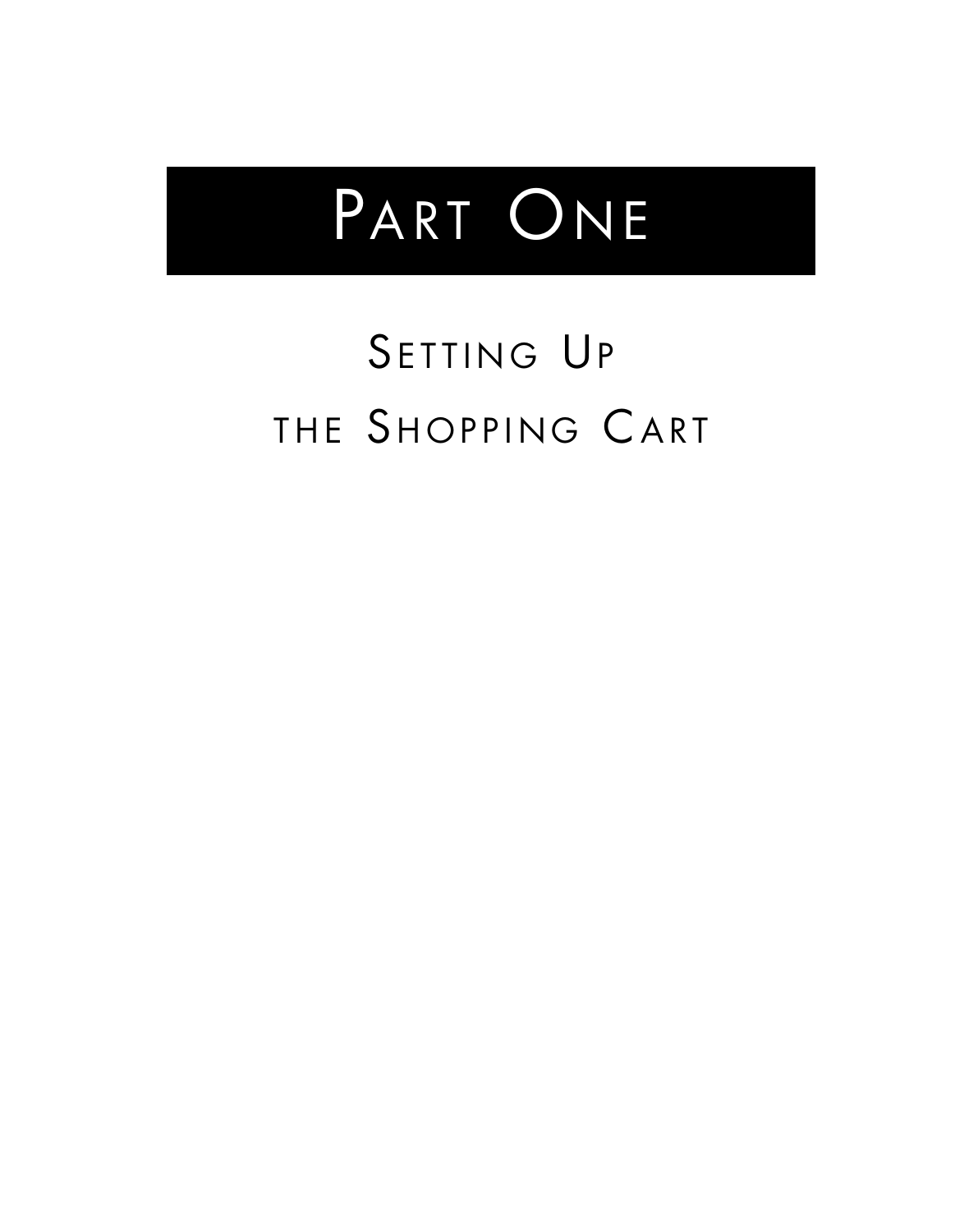# Part One

## Setting Up the Shopping Cart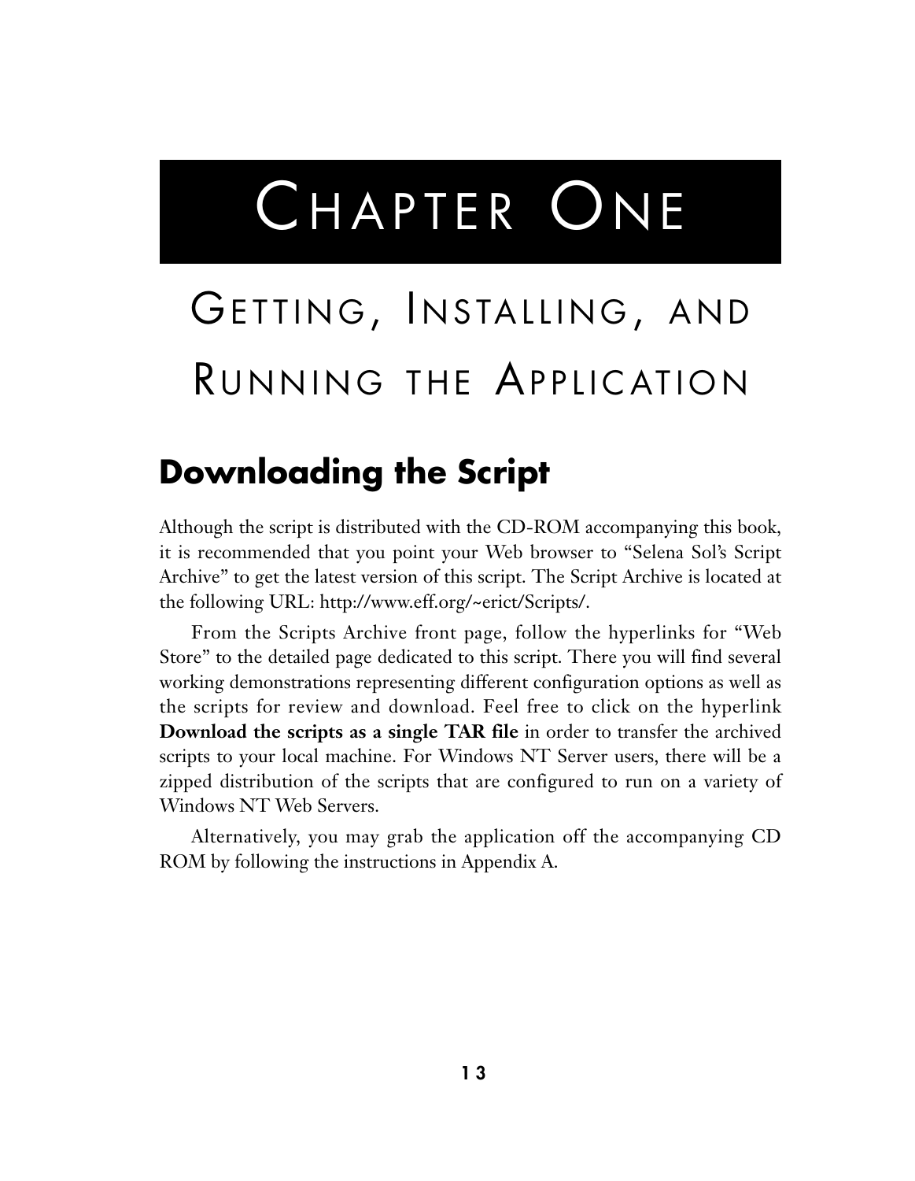# Chapter One

# Getting, Installing, and Running the Application

## Downloading the Script

Although the script is distributed with the CD-ROM accompanying this book, it is recommended that you point your Web browser to "Selena Sol's Script Archive" to get the latest version of this script. The Script Archive is located at the following URL: http://www.eff.org/~erict/Scripts/.

From the Scripts Archive front page, follow the hyperlinks for "Web Store" to the detailed page dedicated to this script. There you will find several working demonstrations representing different configuration options as well as the scripts for review and download. Feel free to click on the hyperlink **Download the scripts as a single TAR file** in order to transfer the archived scripts to your local machine. For Windows NT Server users, there will be a zipped distribution of the scripts that are configured to run on a variety of Windows NT Web Servers.

Alternatively, you may grab the application off the accompanying CD ROM by following the instructions in Appendix A.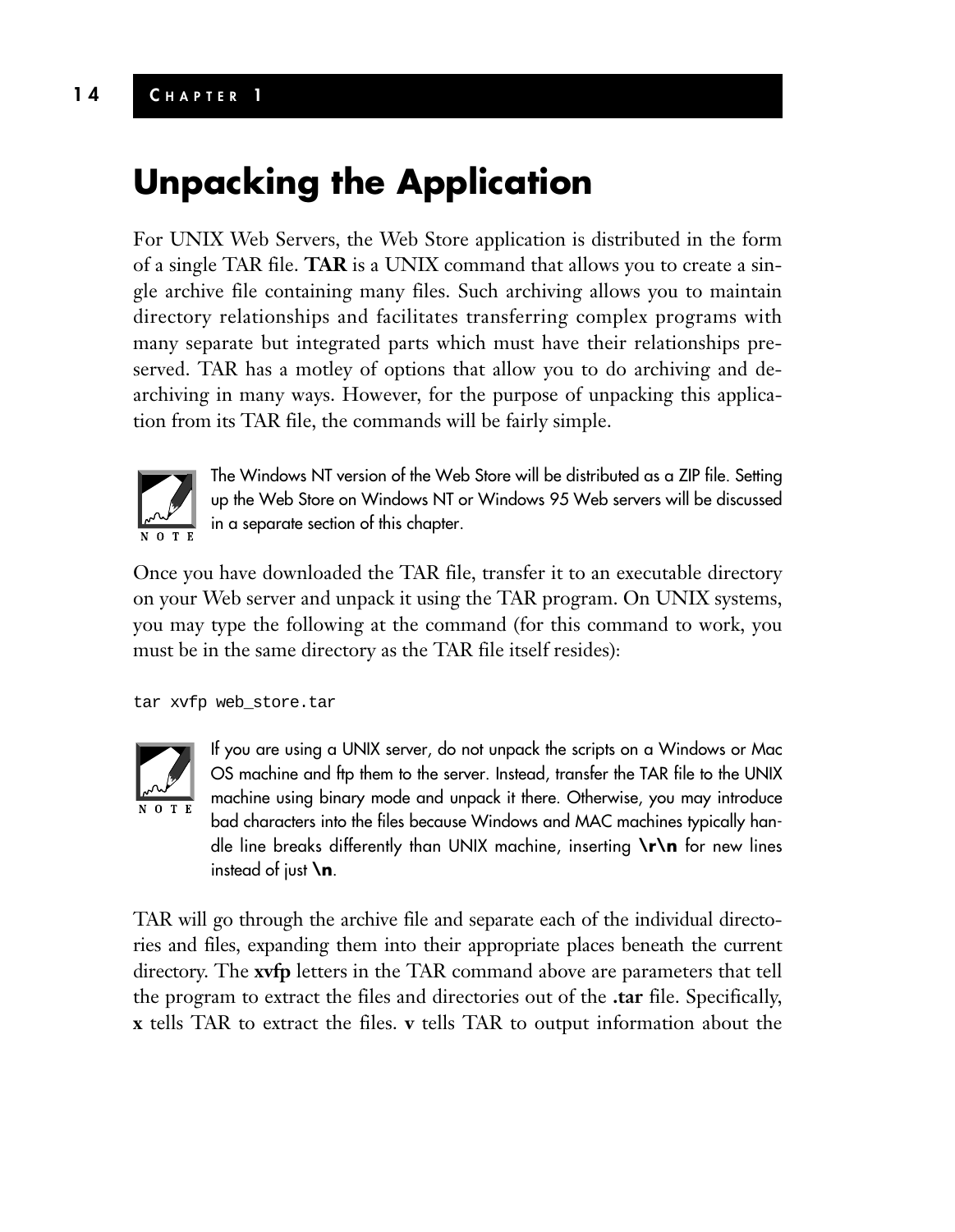# Unpacking the Application

For UNIX Web Servers, the Web Store application is distributed in the form of a single TAR file. **TAR** is a UNIX command that allows you to create a single archive file containing many files. Such archiving allows you to maintain directory relationships and facilitates transferring complex programs with many separate but integrated parts which must have their relationships preserved. TAR has a motley of options that allow you to do archiving and de-archiving in many ways. However, for the purpose of unpacking this application from its TAR file, the commands will be fairly simple.

> NOTE: The Windows NT version of the Web Store will be distributed as a ZIP file. Setting up the Web Store on Windows NT or Windows 95 Web servers will be discussed in a separate section of this chapter.

Once you have downloaded the TAR file, transfer it to an executable directory on your Web server and unpack it using the TAR program. On UNIX systems, you may type the following at the command (for this command to work, you must be in the same directory as the TAR file itself resides):

```
tar xvfp web_store.tar
```

> NOTE: If you are using a UNIX server, do not unpack the scripts on a Windows or Mac OS machine and ftp them to the server. Instead, transfer the TAR file to the UNIX machine using binary mode and unpack it there. Otherwise, you may introduce bad characters into the files because Windows and MAC machines typically handle line breaks differently than UNIX machine, inserting **\r\n** for new lines instead of just **\n**.

TAR will go through the archive file and separate each of the individual directories and files, expanding them into their appropriate places beneath the current directory. The **xvfp** letters in the TAR command above are parameters that tell the program to extract the files and directories out of the **.tar** file. Specifically, **x** tells TAR to extract the files. **v** tells TAR to output information about the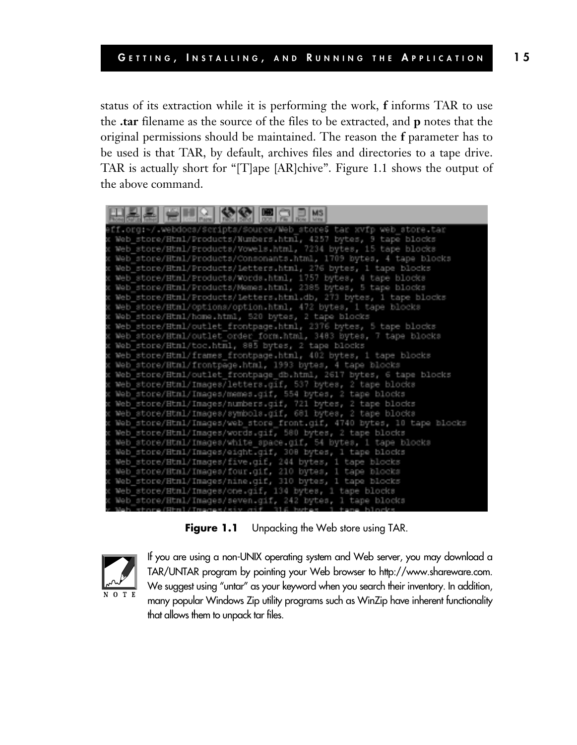status of its extraction while it is performing the work, **f** informs TAR to use the **.tar** filename as the source of the files to be extracted, and **p** notes that the original permissions should be maintained. The reason the **f** parameter has to be used is that TAR, by default, archives files and directories to a tape drive. TAR is actually short for "[T]ape [AR]chive". Figure 1.1 shows the output of the above command.

```
eff.org:~/.webdocs/Scripts/Source/Web_store$ tar xvfp web_store.tar
x Web_store/Html/Products/Numbers.html, 4257 bytes, 9 tape blocks
x Web_store/Html/Products/Vowels.html, 7234 bytes, 15 tape blocks
x Web_store/Html/Products/Consonants.html, 1709 bytes, 4 tape blocks
x Web_store/Html/Products/Letters.html, 276 bytes, 1 tape blocks
x Web_store/Html/Products/Words.html, 1757 bytes, 4 tape blocks
x Web_store/Html/Products/Memes.html, 2385 bytes, 5 tape blocks
x Web_store/Html/Products/Letters.html.db, 273 bytes, 1 tape blocks
x Web_store/Html/options/option.html, 472 bytes, 1 tape blocks
x Web_store/Html/home.html, 520 bytes, 2 tape blocks
x Web_store/Html/outlet_frontpage.html, 2376 bytes, 5 tape blocks
x Web_store/Html/outlet_order_form.html, 3483 bytes, 7 tape blocks
x Web_store/Html/toc.html, 885 bytes, 2 tape blocks
x Web_store/Html/frames_frontpage.html, 402 bytes, 1 tape blocks
x Web_store/Html/frontpage.html, 1993 bytes, 4 tape blocks
x Web_store/Html/outlet_frontpage_db.html, 2617 bytes, 6 tape blocks
x Web_store/Html/Images/letters.gif, 537 bytes, 2 tape blocks
x Web_store/Html/Images/memes.gif, 554 bytes, 2 tape blocks
x Web_store/Html/Images/numbers.gif, 721 bytes, 2 tape blocks
x Web_store/Html/Images/symbols.gif, 681 bytes, 2 tape blocks
x Web_store/Html/Images/web_store_front.gif, 4740 bytes, 10 tape blocks
x Web_store/Html/Images/words.gif, 580 bytes, 2 tape blocks
x Web_store/Html/Images/white_space.gif, 54 bytes, 1 tape blocks
x Web_store/Html/Images/eight.gif, 308 bytes, 1 tape blocks
x Web_store/Html/Images/five.gif, 244 bytes, 1 tape blocks
x Web_store/Html/Images/four.gif, 210 bytes, 1 tape blocks
x Web_store/Html/Images/nine.gif, 310 bytes, 1 tape blocks
x Web_store/Html/Images/one.gif, 134 bytes, 1 tape blocks
x Web_store/Html/Images/seven.gif, 242 bytes, 1 tape blocks
x Web_store/Html/Images/six.gif, 316 bytes, 1 tape blocks
```

**Figure 1.1** Unpacking the Web store using TAR.

> **NOTE:** If you are using a non-UNIX operating system and Web server, you may download a TAR/UNTAR program by pointing your Web browser to http://www.shareware.com. We suggest using "untar" as your keyword when you search their inventory. In addition, many popular Windows Zip utility programs such as WinZip have inherent functionality that allows them to unpack tar files.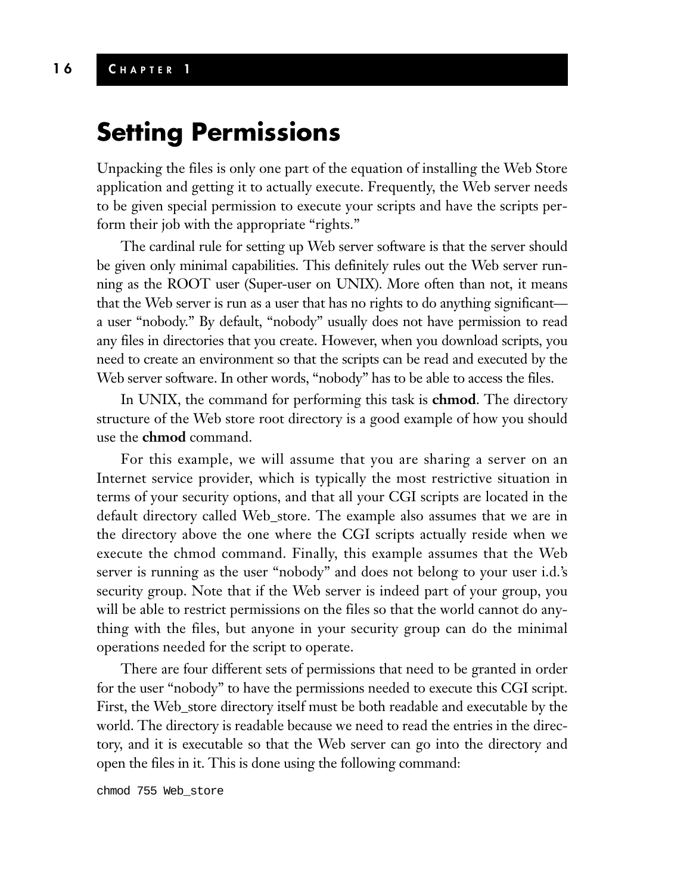# Setting Permissions

Unpacking the files is only one part of the equation of installing the Web Store application and getting it to actually execute. Frequently, the Web server needs to be given special permission to execute your scripts and have the scripts perform their job with the appropriate "rights."

The cardinal rule for setting up Web server software is that the server should be given only minimal capabilities. This definitely rules out the Web server running as the ROOT user (Super-user on UNIX). More often than not, it means that the Web server is run as a user that has no rights to do anything significant—a user "nobody." By default, "nobody" usually does not have permission to read any files in directories that you create. However, when you download scripts, you need to create an environment so that the scripts can be read and executed by the Web server software. In other words, "nobody" has to be able to access the files.

In UNIX, the command for performing this task is **chmod**. The directory structure of the Web store root directory is a good example of how you should use the **chmod** command.

For this example, we will assume that you are sharing a server on an Internet service provider, which is typically the most restrictive situation in terms of your security options, and that all your CGI scripts are located in the default directory called Web_store. The example also assumes that we are in the directory above the one where the CGI scripts actually reside when we execute the chmod command. Finally, this example assumes that the Web server is running as the user "nobody" and does not belong to your user i.d.'s security group. Note that if the Web server is indeed part of your group, you will be able to restrict permissions on the files so that the world cannot do anything with the files, but anyone in your security group can do the minimal operations needed for the script to operate.

There are four different sets of permissions that need to be granted in order for the user "nobody" to have the permissions needed to execute this CGI script. First, the Web_store directory itself must be both readable and executable by the world. The directory is readable because we need to read the entries in the directory, and it is executable so that the Web server can go into the directory and open the files in it. This is done using the following command:

```
chmod 755 Web_store
```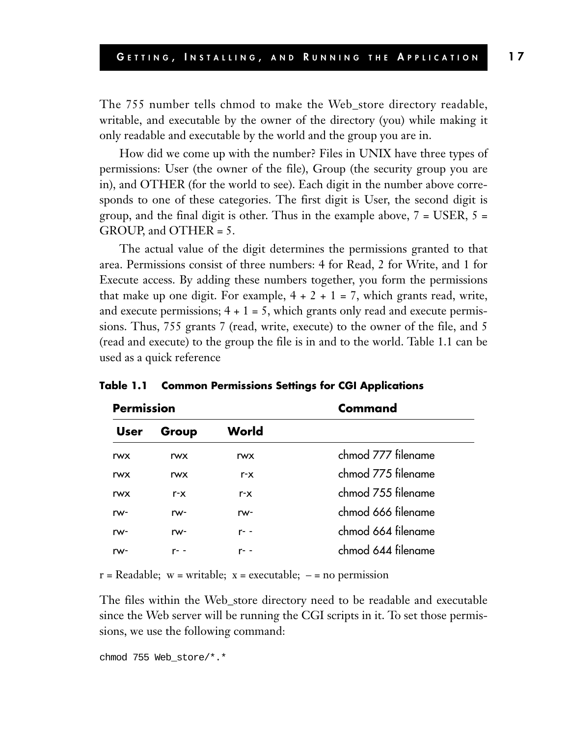The 755 number tells chmod to make the Web_store directory readable, writable, and executable by the owner of the directory (you) while making it only readable and executable by the world and the group you are in.

How did we come up with the number? Files in UNIX have three types of permissions: User (the owner of the file), Group (the security group you are in), and OTHER (for the world to see). Each digit in the number above corresponds to one of these categories. The first digit is User, the second digit is group, and the final digit is other. Thus in the example above, 7 = USER, 5 = GROUP, and OTHER = 5.

The actual value of the digit determines the permissions granted to that area. Permissions consist of three numbers: 4 for Read, 2 for Write, and 1 for Execute access. By adding these numbers together, you form the permissions that make up one digit. For example, 4 + 2 + 1 = 7, which grants read, write, and execute permissions; 4 + 1 = 5, which grants only read and execute permissions. Thus, 755 grants 7 (read, write, execute) to the owner of the file, and 5 (read and execute) to the group the file is in and to the world. Table 1.1 can be used as a quick reference

**Table 1.1 Common Permissions Settings for CGI Applications**

| Permission | | | Command |
|---|---|---|---|
| **User** | **Group** | **World** | |
| rwx | rwx | rwx | chmod 777 filename |
| rwx | rwx | r-x | chmod 775 filename |
| rwx | r-x | r-x | chmod 755 filename |
| rw- | rw- | rw- | chmod 666 filename |
| rw- | rw- | r- - | chmod 664 filename |
| rw- | r- - | r- - | chmod 644 filename |

r = Readable; w = writable; x = executable; – = no permission

The files within the Web_store directory need to be readable and executable since the Web server will be running the CGI scripts in it. To set those permissions, we use the following command:

```
chmod 755 Web_store/*.*
```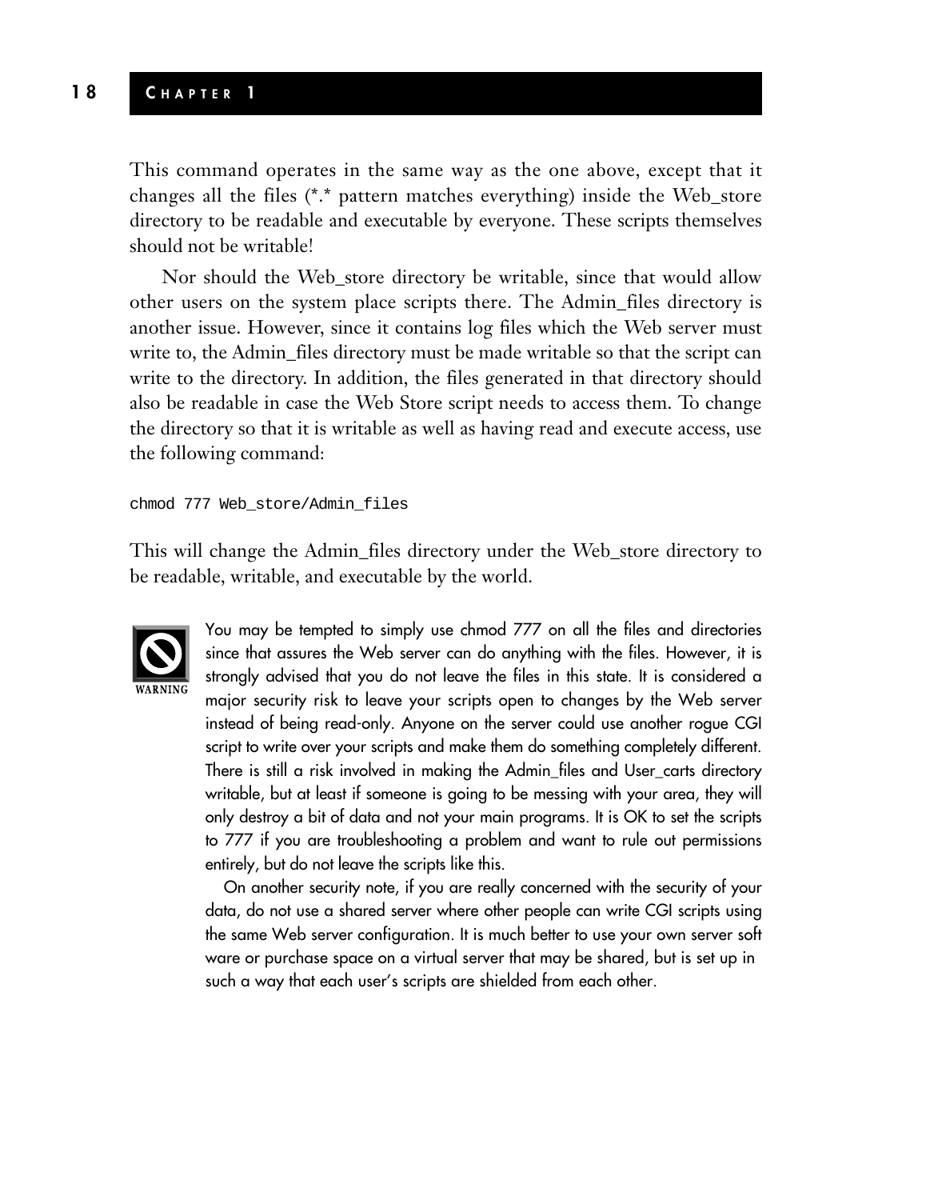This command operates in the same way as the one above, except that it changes all the files (*.* pattern matches everything) inside the Web_store directory to be readable and executable by everyone. These scripts themselves should not be writable!

Nor should the Web_store directory be writable, since that would allow other users on the system place scripts there. The Admin_files directory is another issue. However, since it contains log files which the Web server must write to, the Admin_files directory must be made writable so that the script can write to the directory. In addition, the files generated in that directory should also be readable in case the Web Store script needs to access them. To change the directory so that it is writable as well as having read and execute access, use the following command:

```
chmod 777 Web_store/Admin_files
```

This will change the Admin_files directory under the Web_store directory to be readable, writable, and executable by the world.

**WARNING**

You may be tempted to simply use chmod 777 on all the files and directories since that assures the Web server can do anything with the files. However, it is strongly advised that you do not leave the files in this state. It is considered a major security risk to leave your scripts open to changes by the Web server instead of being read-only. Anyone on the server could use another rogue CGI script to write over your scripts and make them do something completely different. There is still a risk involved in making the Admin_files and User_carts directory writable, but at least if someone is going to be messing with your area, they will only destroy a bit of data and not your main programs. It is OK to set the scripts to 777 if you are troubleshooting a problem and want to rule out permissions entirely, but do not leave the scripts like this.

On another security note, if you are really concerned with the security of your data, do not use a shared server where other people can write CGI scripts using the same Web server configuration. It is much better to use your own server soft ware or purchase space on a virtual server that may be shared, but is set up in such a way that each user's scripts are shielded from each other.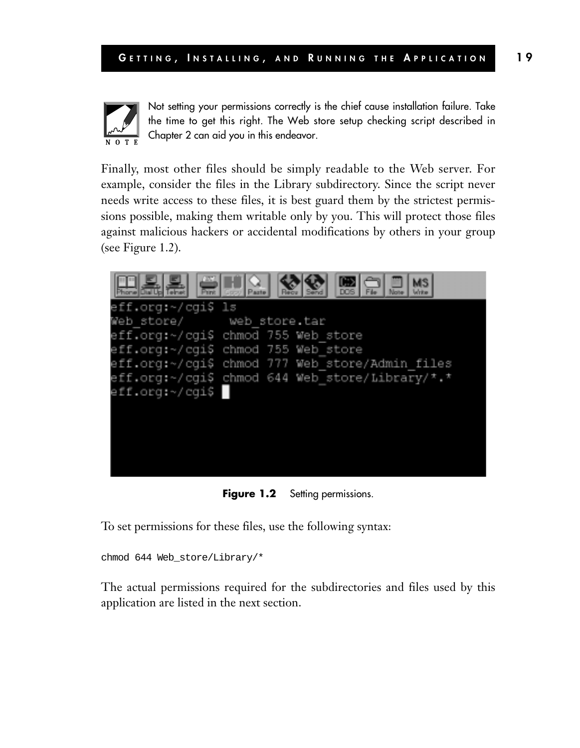NOTE

Not setting your permissions correctly is the chief cause installation failure. Take the time to get this right. The Web store setup checking script described in Chapter 2 can aid you in this endeavor.

Finally, most other files should be simply readable to the Web server. For example, consider the files in the Library subdirectory. Since the script never needs write access to these files, it is best guard them by the strictest permissions possible, making them writable only by you. This will protect those files against malicious hackers or accidental modifications by others in your group (see Figure 1.2).

```
eff.org:~/cgi$ ls
Web_store/      web_store.tar
eff.org:~/cgi$ chmod 755 Web_store
eff.org:~/cgi$ chmod 755 Web_store
eff.org:~/cgi$ chmod 777 Web_store/Admin_files
eff.org:~/cgi$ chmod 644 Web_store/Library/*.*
eff.org:~/cgi$
```

**Figure 1.2** Setting permissions.

To set permissions for these files, use the following syntax:

```
chmod 644 Web_store/Library/*
```

The actual permissions required for the subdirectories and files used by this application are listed in the next section.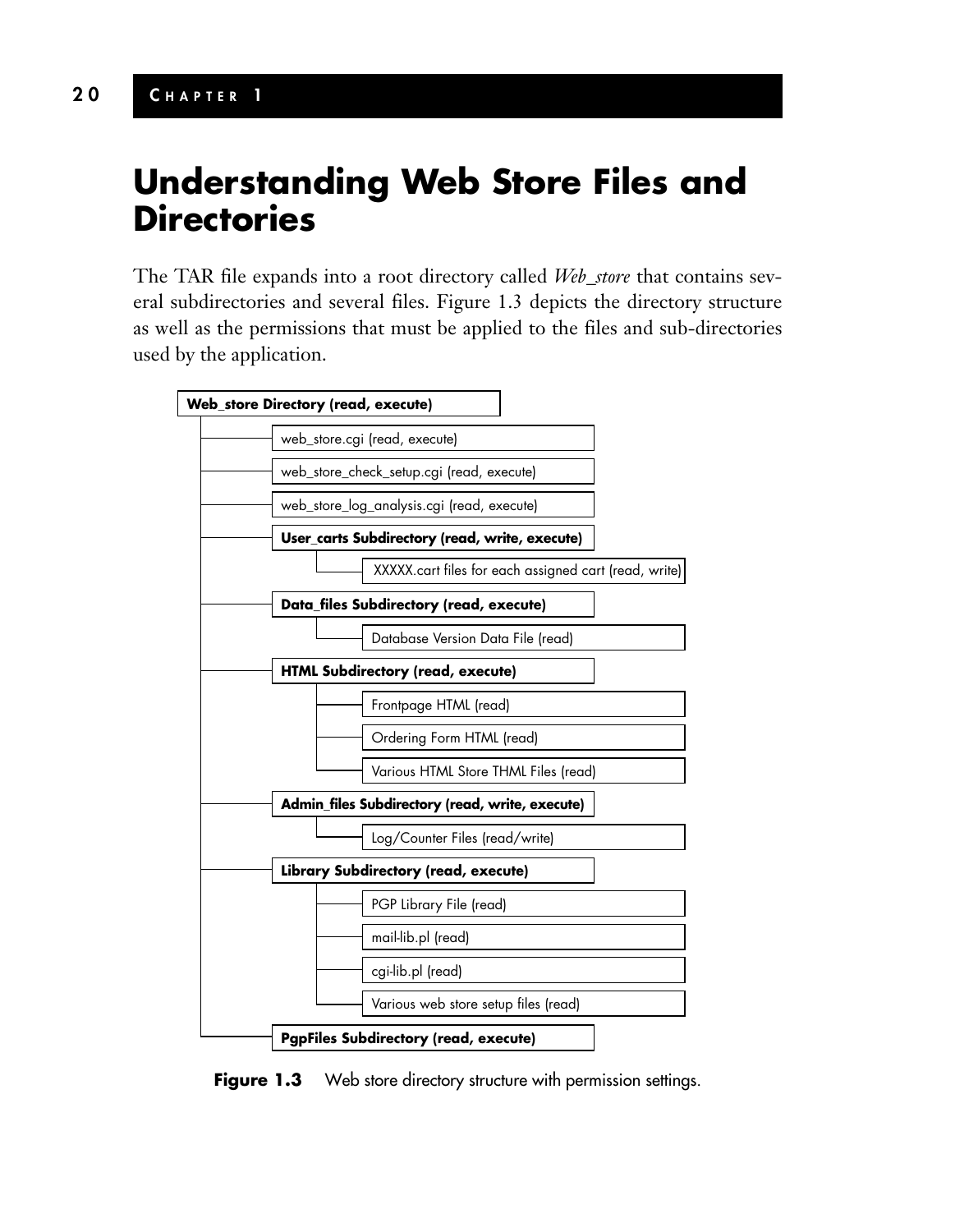# Understanding Web Store Files and Directories

The TAR file expands into a root directory called *Web_store* that contains several subdirectories and several files. Figure 1.3 depicts the directory structure as well as the permissions that must be applied to the files and sub-directories used by the application.

```
Web_store Directory (read, execute)
├── web_store.cgi (read, execute)
├── web_store_check_setup.cgi (read, execute)
├── web_store_log_analysis.cgi (read, execute)
├── User_carts Subdirectory (read, write, execute)
│   └── XXXXX.cart files for each assigned cart (read, write)
├── Data_files Subdirectory (read, execute)
│   └── Database Version Data File (read)
├── HTML Subdirectory (read, execute)
│   ├── Frontpage HTML (read)
│   ├── Ordering Form HTML (read)
│   └── Various HTML Store THML Files (read)
├── Admin_files Subdirectory (read, write, execute)
│   └── Log/Counter Files (read/write)
├── Library Subdirectory (read, execute)
│   ├── PGP Library File (read)
│   ├── mail-lib.pl (read)
│   ├── cgi-lib.pl (read)
│   └── Various web store setup files (read)
└── PgpFiles Subdirectory (read, execute)
```

**Figure 1.3** Web store directory structure with permission settings.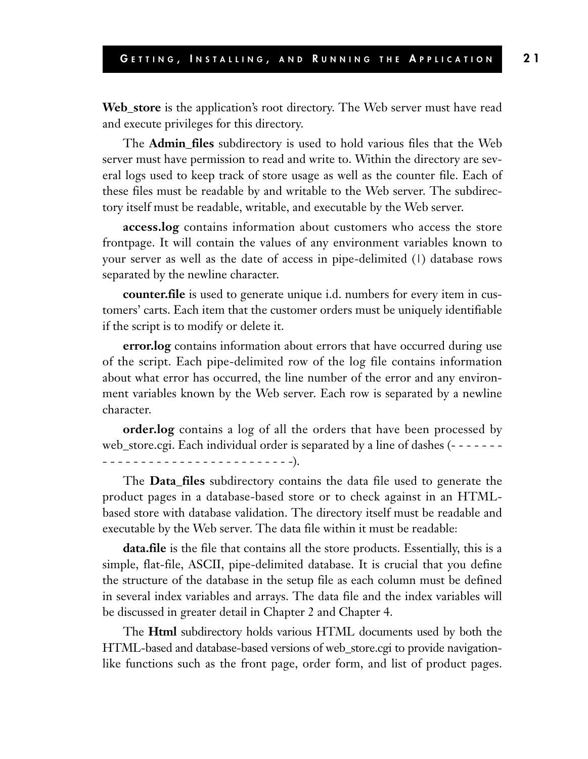**Web_store** is the application's root directory. The Web server must have read and execute privileges for this directory.

The **Admin_files** subdirectory is used to hold various files that the Web server must have permission to read and write to. Within the directory are several logs used to keep track of store usage as well as the counter file. Each of these files must be readable by and writable to the Web server. The subdirectory itself must be readable, writable, and executable by the Web server.

**access.log** contains information about customers who access the store frontpage. It will contain the values of any environment variables known to your server as well as the date of access in pipe-delimited (|) database rows separated by the newline character.

**counter.file** is used to generate unique i.d. numbers for every item in customers' carts. Each item that the customer orders must be uniquely identifiable if the script is to modify or delete it.

**error.log** contains information about errors that have occurred during use of the script. Each pipe-delimited row of the log file contains information about what error has occurred, the line number of the error and any environment variables known by the Web server. Each row is separated by a newline character.

**order.log** contains a log of all the orders that have been processed by web_store.cgi. Each individual order is separated by a line of dashes (- - - - - - - - - - - - - - - - - - - - - - - - - - - - - - -).

The **Data_files** subdirectory contains the data file used to generate the product pages in a database-based store or to check against in an HTML-based store with database validation. The directory itself must be readable and executable by the Web server. The data file within it must be readable:

**data.file** is the file that contains all the store products. Essentially, this is a simple, flat-file, ASCII, pipe-delimited database. It is crucial that you define the structure of the database in the setup file as each column must be defined in several index variables and arrays. The data file and the index variables will be discussed in greater detail in Chapter 2 and Chapter 4.

The **Html** subdirectory holds various HTML documents used by both the HTML-based and database-based versions of web_store.cgi to provide navigation-like functions such as the front page, order form, and list of product pages.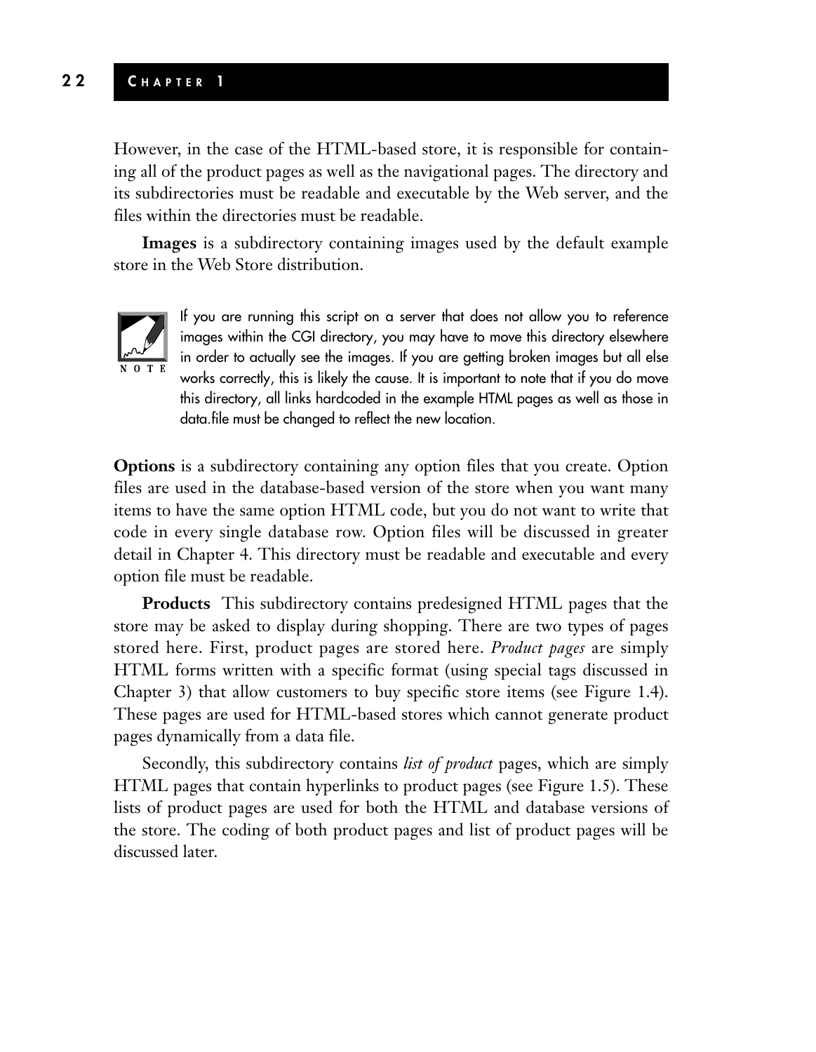However, in the case of the HTML-based store, it is responsible for containing all of the product pages as well as the navigational pages. The directory and its subdirectories must be readable and executable by the Web server, and the files within the directories must be readable.

**Images** is a subdirectory containing images used by the default example store in the Web Store distribution.

> **NOTE** If you are running this script on a server that does not allow you to reference images within the CGI directory, you may have to move this directory elsewhere in order to actually see the images. If you are getting broken images but all else works correctly, this is likely the cause. It is important to note that if you do move this directory, all links hardcoded in the example HTML pages as well as those in data.file must be changed to reflect the new location.

**Options** is a subdirectory containing any option files that you create. Option files are used in the database-based version of the store when you want many items to have the same option HTML code, but you do not want to write that code in every single database row. Option files will be discussed in greater detail in Chapter 4. This directory must be readable and executable and every option file must be readable.

**Products** This subdirectory contains predesigned HTML pages that the store may be asked to display during shopping. There are two types of pages stored here. First, product pages are stored here. *Product pages* are simply HTML forms written with a specific format (using special tags discussed in Chapter 3) that allow customers to buy specific store items (see Figure 1.4). These pages are used for HTML-based stores which cannot generate product pages dynamically from a data file.

Secondly, this subdirectory contains *list of product* pages, which are simply HTML pages that contain hyperlinks to product pages (see Figure 1.5). These lists of product pages are used for both the HTML and database versions of the store. The coding of both product pages and list of product pages will be discussed later.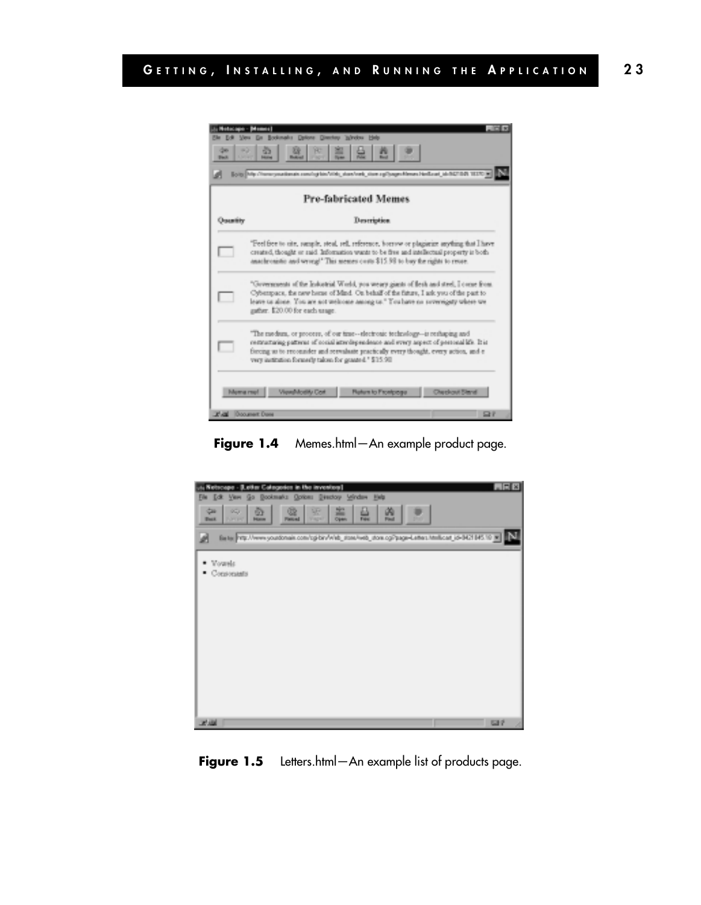Figure 1.4 Memes.html—An example product page.

Figure 1.5 Letters.html—An example list of products page.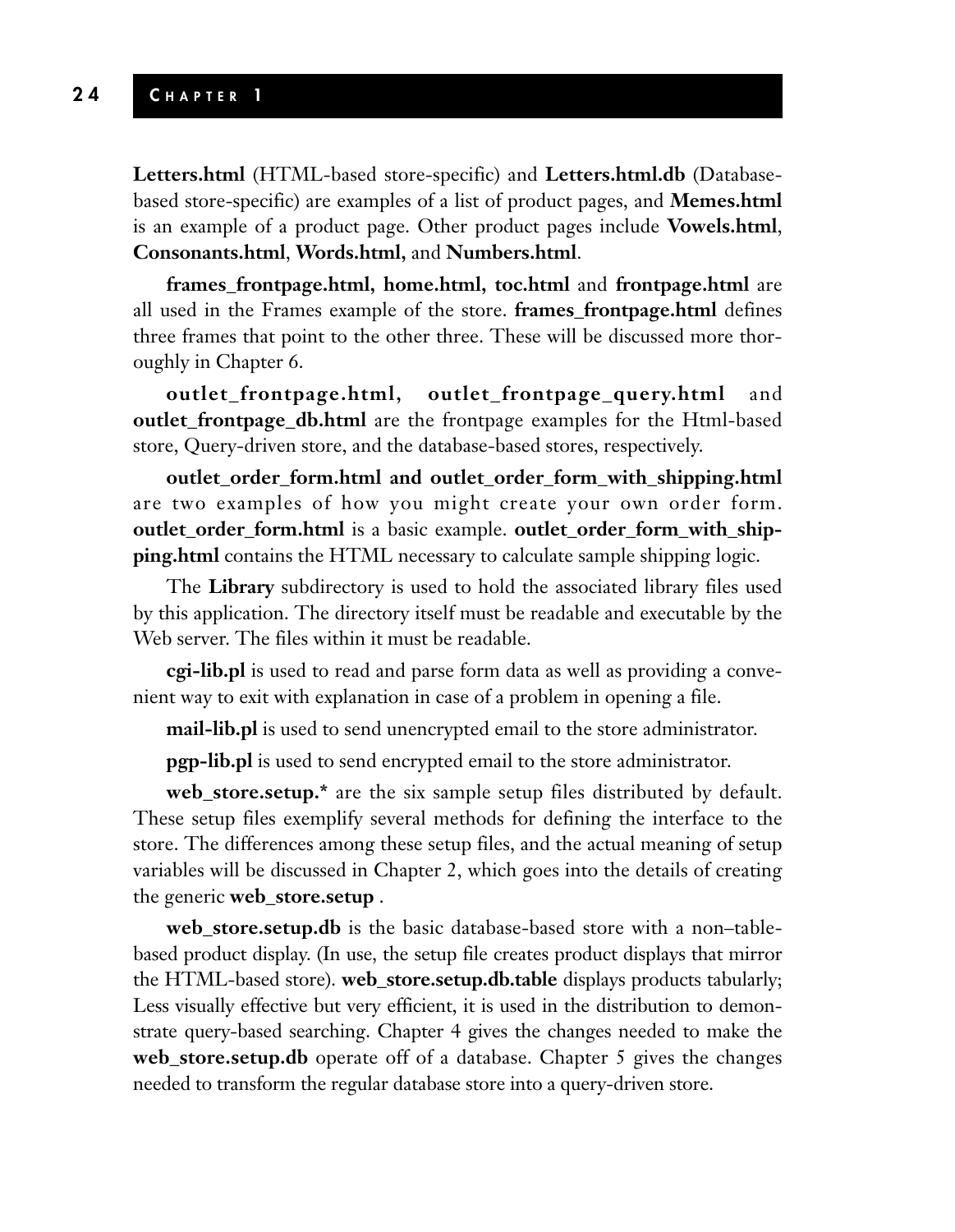**Letters.html** (HTML-based store-specific) and **Letters.html.db** (Database-based store-specific) are examples of a list of product pages, and **Memes.html** is an example of a product page. Other product pages include **Vowels.html**, **Consonants.html**, **Words.html,** and **Numbers.html**.

**frames_frontpage.html, home.html, toc.html** and **frontpage.html** are all used in the Frames example of the store. **frames_frontpage.html** defines three frames that point to the other three. These will be discussed more thoroughly in Chapter 6.

**outlet_frontpage.html, outlet_frontpage_query.html** and **outlet_frontpage_db.html** are the frontpage examples for the Html-based store, Query-driven store, and the database-based stores, respectively.

**outlet_order_form.html and outlet_order_form_with_shipping.html** are two examples of how you might create your own order form. **outlet_order_form.html** is a basic example. **outlet_order_form_with_shipping.html** contains the HTML necessary to calculate sample shipping logic.

The **Library** subdirectory is used to hold the associated library files used by this application. The directory itself must be readable and executable by the Web server. The files within it must be readable.

**cgi-lib.pl** is used to read and parse form data as well as providing a convenient way to exit with explanation in case of a problem in opening a file.

**mail-lib.pl** is used to send unencrypted email to the store administrator.

**pgp-lib.pl** is used to send encrypted email to the store administrator.

**web_store.setup.*** are the six sample setup files distributed by default. These setup files exemplify several methods for defining the interface to the store. The differences among these setup files, and the actual meaning of setup variables will be discussed in Chapter 2, which goes into the details of creating the generic **web_store.setup** .

**web_store.setup.db** is the basic database-based store with a non–table-based product display. (In use, the setup file creates product displays that mirror the HTML-based store). **web_store.setup.db.table** displays products tabularly; Less visually effective but very efficient, it is used in the distribution to demonstrate query-based searching. Chapter 4 gives the changes needed to make the **web_store.setup.db** operate off of a database. Chapter 5 gives the changes needed to transform the regular database store into a query-driven store.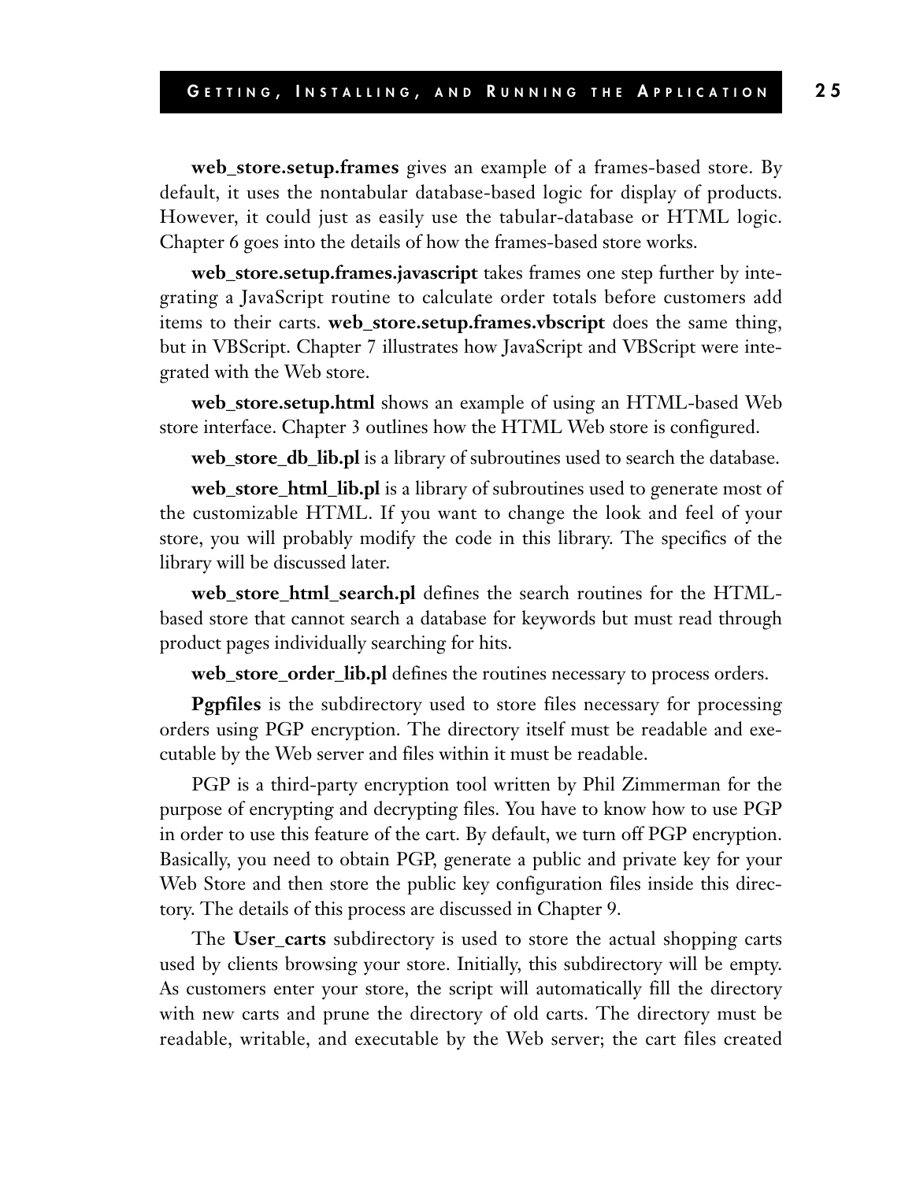**web_store.setup.frames** gives an example of a frames-based store. By default, it uses the nontabular database-based logic for display of products. However, it could just as easily use the tabular-database or HTML logic. Chapter 6 goes into the details of how the frames-based store works.

**web_store.setup.frames.javascript** takes frames one step further by integrating a JavaScript routine to calculate order totals before customers add items to their carts. **web_store.setup.frames.vbscript** does the same thing, but in VBScript. Chapter 7 illustrates how JavaScript and VBScript were integrated with the Web store.

**web_store.setup.html** shows an example of using an HTML-based Web store interface. Chapter 3 outlines how the HTML Web store is configured.

**web_store_db_lib.pl** is a library of subroutines used to search the database.

**web_store_html_lib.pl** is a library of subroutines used to generate most of the customizable HTML. If you want to change the look and feel of your store, you will probably modify the code in this library. The specifics of the library will be discussed later.

**web_store_html_search.pl** defines the search routines for the HTML-based store that cannot search a database for keywords but must read through product pages individually searching for hits.

**web_store_order_lib.pl** defines the routines necessary to process orders.

**Pgpfiles** is the subdirectory used to store files necessary for processing orders using PGP encryption. The directory itself must be readable and executable by the Web server and files within it must be readable.

PGP is a third-party encryption tool written by Phil Zimmerman for the purpose of encrypting and decrypting files. You have to know how to use PGP in order to use this feature of the cart. By default, we turn off PGP encryption. Basically, you need to obtain PGP, generate a public and private key for your Web Store and then store the public key configuration files inside this directory. The details of this process are discussed in Chapter 9.

The **User_carts** subdirectory is used to store the actual shopping carts used by clients browsing your store. Initially, this subdirectory will be empty. As customers enter your store, the script will automatically fill the directory with new carts and prune the directory of old carts. The directory must be readable, writable, and executable by the Web server; the cart files created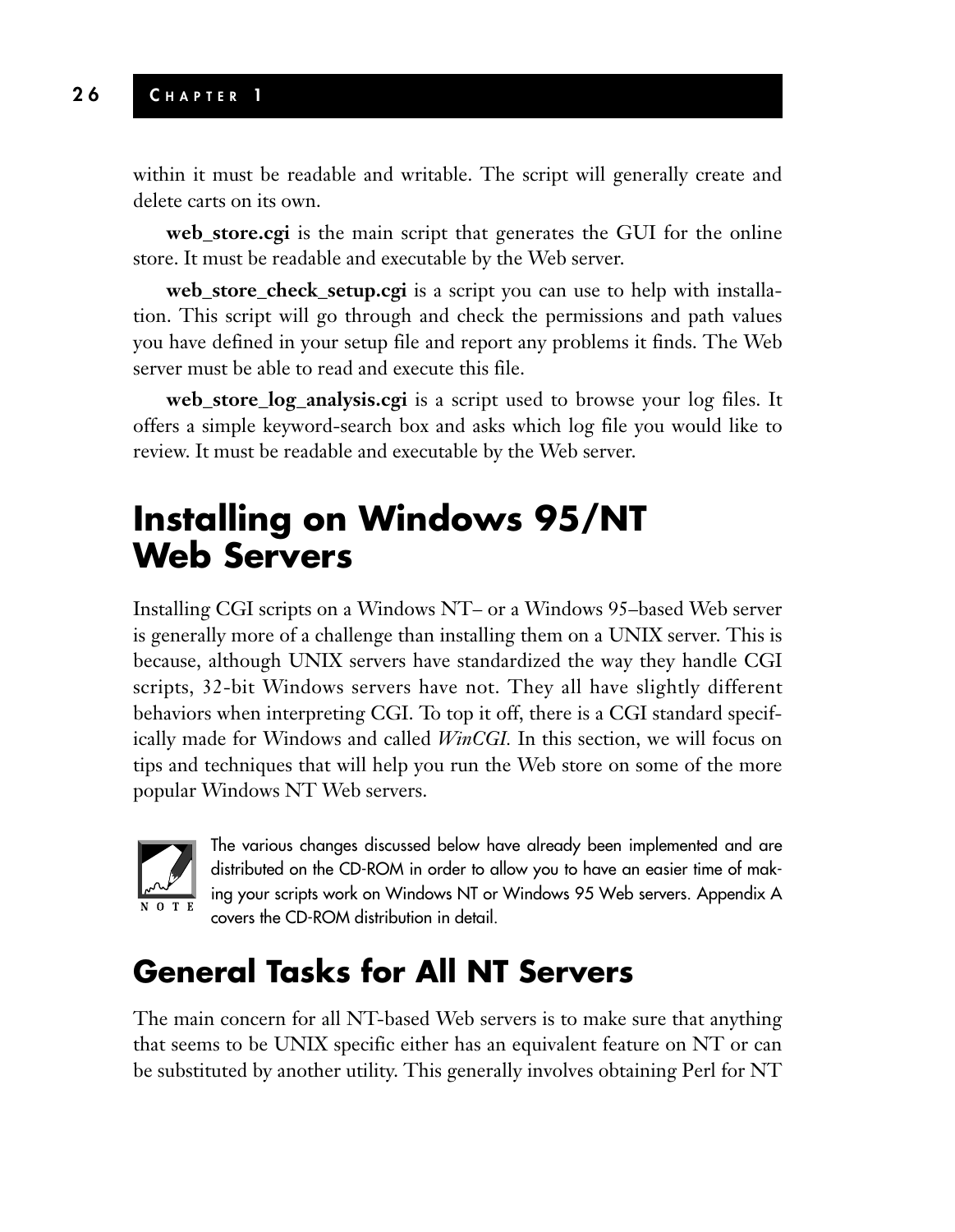within it must be readable and writable. The script will generally create and delete carts on its own.

**web_store.cgi** is the main script that generates the GUI for the online store. It must be readable and executable by the Web server.

**web_store_check_setup.cgi** is a script you can use to help with installation. This script will go through and check the permissions and path values you have defined in your setup file and report any problems it finds. The Web server must be able to read and execute this file.

**web_store_log_analysis.cgi** is a script used to browse your log files. It offers a simple keyword-search box and asks which log file you would like to review. It must be readable and executable by the Web server.

# Installing on Windows 95/NT Web Servers

Installing CGI scripts on a Windows NT– or a Windows 95–based Web server is generally more of a challenge than installing them on a UNIX server. This is because, although UNIX servers have standardized the way they handle CGI scripts, 32-bit Windows servers have not. They all have slightly different behaviors when interpreting CGI. To top it off, there is a CGI standard specifically made for Windows and called *WinCGI.* In this section, we will focus on tips and techniques that will help you run the Web store on some of the more popular Windows NT Web servers.

> **NOTE:** The various changes discussed below have already been implemented and are distributed on the CD-ROM in order to allow you to have an easier time of making your scripts work on Windows NT or Windows 95 Web servers. Appendix A covers the CD-ROM distribution in detail.

## General Tasks for All NT Servers

The main concern for all NT-based Web servers is to make sure that anything that seems to be UNIX specific either has an equivalent feature on NT or can be substituted by another utility. This generally involves obtaining Perl for NT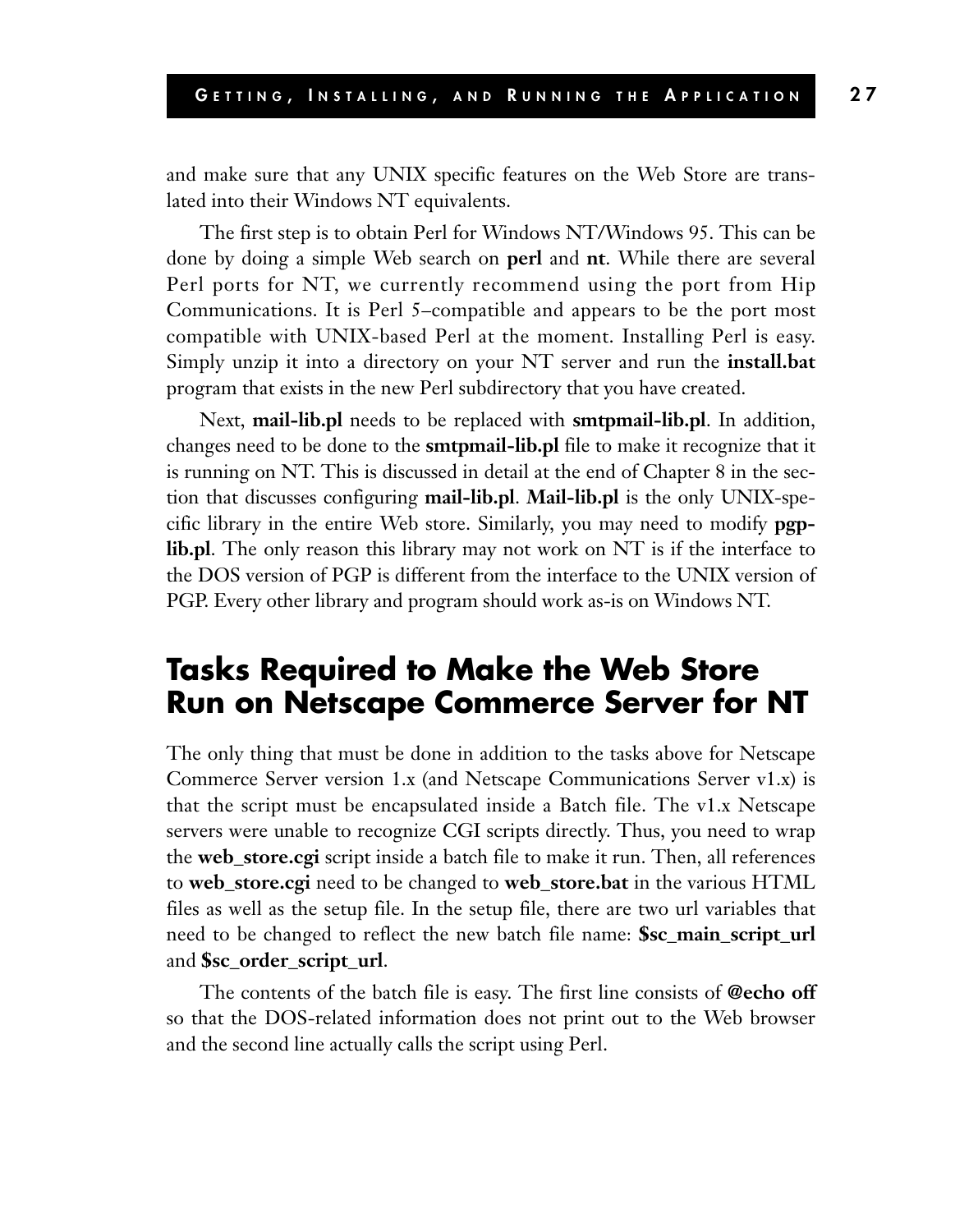and make sure that any UNIX specific features on the Web Store are translated into their Windows NT equivalents.

The first step is to obtain Perl for Windows NT/Windows 95. This can be done by doing a simple Web search on **perl** and **nt**. While there are several Perl ports for NT, we currently recommend using the port from Hip Communications. It is Perl 5–compatible and appears to be the port most compatible with UNIX-based Perl at the moment. Installing Perl is easy. Simply unzip it into a directory on your NT server and run the **install.bat** program that exists in the new Perl subdirectory that you have created.

Next, **mail-lib.pl** needs to be replaced with **smtpmail-lib.pl**. In addition, changes need to be done to the **smtpmail-lib.pl** file to make it recognize that it is running on NT. This is discussed in detail at the end of Chapter 8 in the section that discusses configuring **mail-lib.pl**. **Mail-lib.pl** is the only UNIX-specific library in the entire Web store. Similarly, you may need to modify **pgp-lib.pl**. The only reason this library may not work on NT is if the interface to the DOS version of PGP is different from the interface to the UNIX version of PGP. Every other library and program should work as-is on Windows NT.

## Tasks Required to Make the Web Store Run on Netscape Commerce Server for NT

The only thing that must be done in addition to the tasks above for Netscape Commerce Server version 1.x (and Netscape Communications Server v1.x) is that the script must be encapsulated inside a Batch file. The v1.x Netscape servers were unable to recognize CGI scripts directly. Thus, you need to wrap the **web_store.cgi** script inside a batch file to make it run. Then, all references to **web_store.cgi** need to be changed to **web_store.bat** in the various HTML files as well as the setup file. In the setup file, there are two url variables that need to be changed to reflect the new batch file name: **$sc_main_script_url** and **$sc_order_script_url**.

The contents of the batch file is easy. The first line consists of **@echo off** so that the DOS-related information does not print out to the Web browser and the second line actually calls the script using Perl.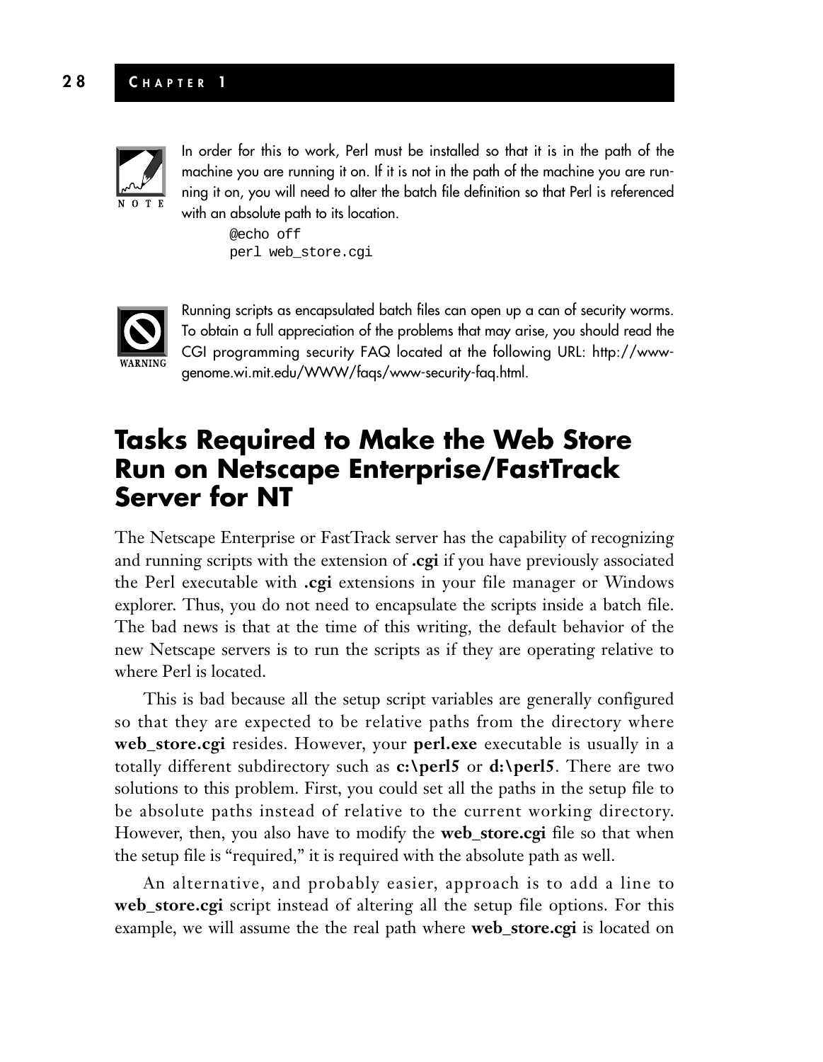NOTE

In order for this to work, Perl must be installed so that it is in the path of the machine you are running it on. If it is not in the path of the machine you are running it on, you will need to alter the batch file definition so that Perl is referenced with an absolute path to its location.

```
@echo off
perl web_store.cgi
```

WARNING

Running scripts as encapsulated batch files can open up a can of security worms. To obtain a full appreciation of the problems that may arise, you should read the CGI programming security FAQ located at the following URL: http://www-genome.wi.mit.edu/WWW/faqs/www-security-faq.html.

## Tasks Required to Make the Web Store Run on Netscape Enterprise/FastTrack Server for NT

The Netscape Enterprise or FastTrack server has the capability of recognizing and running scripts with the extension of **.cgi** if you have previously associated the Perl executable with **.cgi** extensions in your file manager or Windows explorer. Thus, you do not need to encapsulate the scripts inside a batch file. The bad news is that at the time of this writing, the default behavior of the new Netscape servers is to run the scripts as if they are operating relative to where Perl is located.

This is bad because all the setup script variables are generally configured so that they are expected to be relative paths from the directory where **web_store.cgi** resides. However, your **perl.exe** executable is usually in a totally different subdirectory such as **c:\perl5** or **d:\perl5**. There are two solutions to this problem. First, you could set all the paths in the setup file to be absolute paths instead of relative to the current working directory. However, then, you also have to modify the **web_store.cgi** file so that when the setup file is "required," it is required with the absolute path as well.

An alternative, and probably easier, approach is to add a line to **web_store.cgi** script instead of altering all the setup file options. For this example, we will assume the the real path where **web_store.cgi** is located on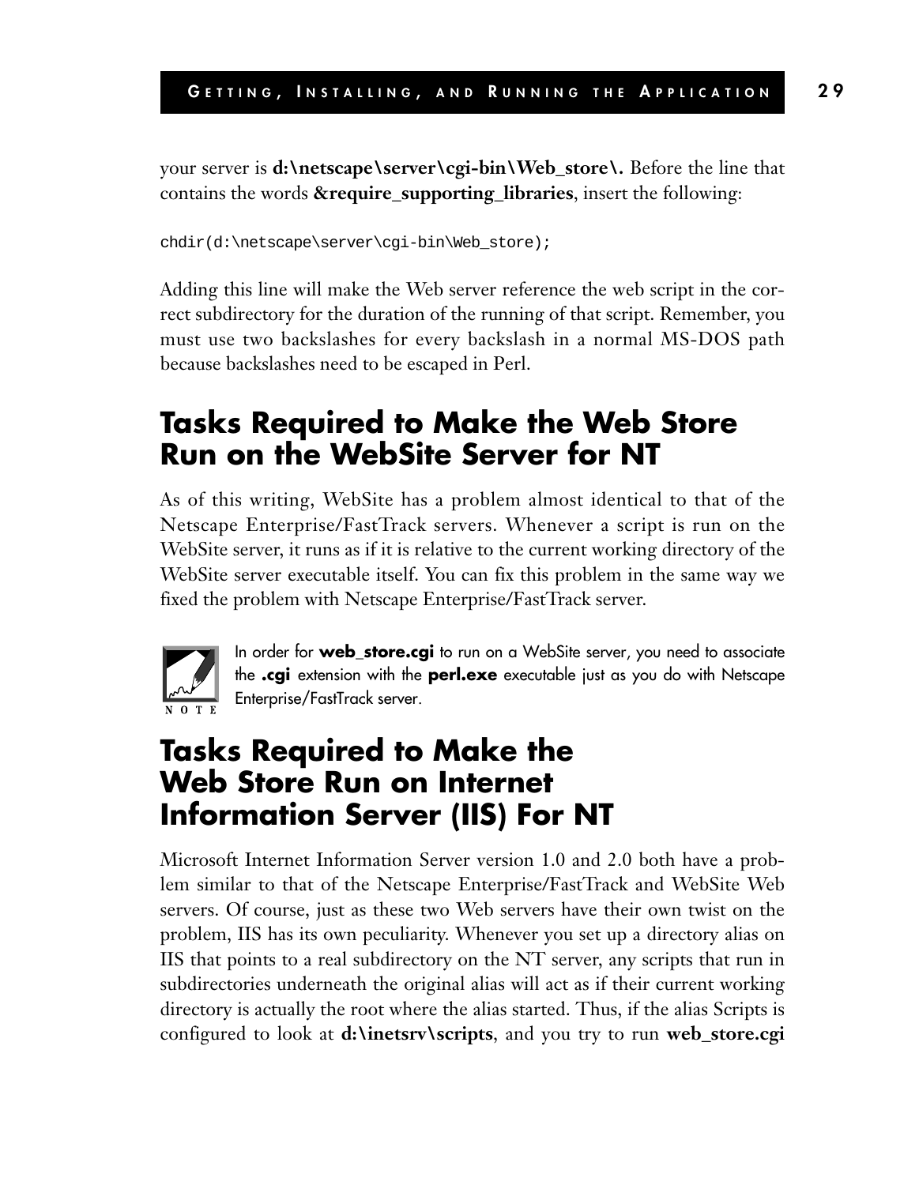your server is **d:\netscape\server\cgi-bin\Web_store\.** Before the line that contains the words **&require_supporting_libraries**, insert the following:

```
chdir(d:\netscape\server\cgi-bin\Web_store);
```

Adding this line will make the Web server reference the web script in the correct subdirectory for the duration of the running of that script. Remember, you must use two backslashes for every backslash in a normal MS-DOS path because backslashes need to be escaped in Perl.

## Tasks Required to Make the Web Store Run on the WebSite Server for NT

As of this writing, WebSite has a problem almost identical to that of the Netscape Enterprise/FastTrack servers. Whenever a script is run on the WebSite server, it runs as if it is relative to the current working directory of the WebSite server executable itself. You can fix this problem in the same way we fixed the problem with Netscape Enterprise/FastTrack server.

NOTE: In order for **web_store.cgi** to run on a WebSite server, you need to associate the **.cgi** extension with the **perl.exe** executable just as you do with Netscape Enterprise/FastTrack server.

## Tasks Required to Make the Web Store Run on Internet Information Server (IIS) For NT

Microsoft Internet Information Server version 1.0 and 2.0 both have a problem similar to that of the Netscape Enterprise/FastTrack and WebSite Web servers. Of course, just as these two Web servers have their own twist on the problem, IIS has its own peculiarity. Whenever you set up a directory alias on IIS that points to a real subdirectory on the NT server, any scripts that run in subdirectories underneath the original alias will act as if their current working directory is actually the root where the alias started. Thus, if the alias Scripts is configured to look at **d:\inetsrv\scripts**, and you try to run **web_store.cgi**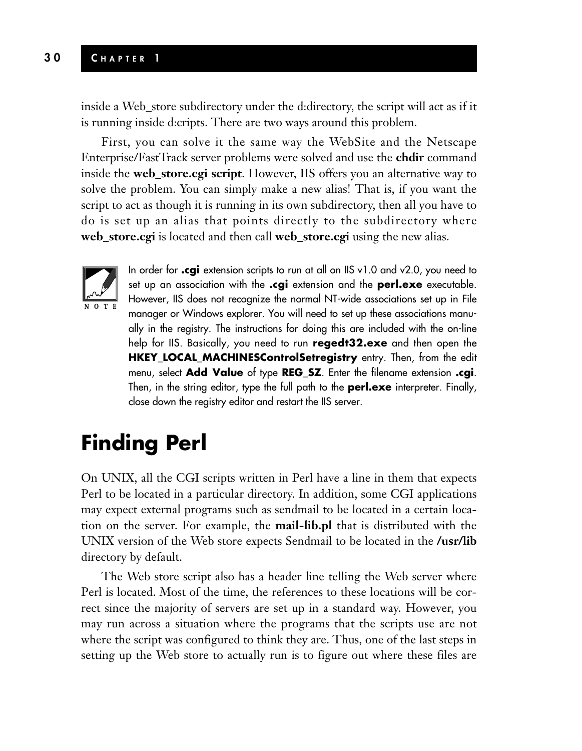inside a Web_store subdirectory under the d:directory, the script will act as if it is running inside d:cripts. There are two ways around this problem.

First, you can solve it the same way the WebSite and the Netscape Enterprise/FastTrack server problems were solved and use the **chdir** command inside the **web_store.cgi script**. However, IIS offers you an alternative way to solve the problem. You can simply make a new alias! That is, if you want the script to act as though it is running in its own subdirectory, then all you have to do is set up an alias that points directly to the subdirectory where **web_store.cgi** is located and then call **web_store.cgi** using the new alias.

NOTE: In order for **.cgi** extension scripts to run at all on IIS v1.0 and v2.0, you need to set up an association with the **.cgi** extension and the **perl.exe** executable. However, IIS does not recognize the normal NT-wide associations set up in File manager or Windows explorer. You will need to set up these associations manually in the registry. The instructions for doing this are included with the on-line help for IIS. Basically, you need to run **regedt32.exe** and then open the **HKEY_LOCAL_MACHINESControlSetregistry** entry. Then, from the edit menu, select **Add Value** of type **REG_SZ**. Enter the filename extension **.cgi**. Then, in the string editor, type the full path to the **perl.exe** interpreter. Finally, close down the registry editor and restart the IIS server.

# Finding Perl

On UNIX, all the CGI scripts written in Perl have a line in them that expects Perl to be located in a particular directory. In addition, some CGI applications may expect external programs such as sendmail to be located in a certain location on the server. For example, the **mail-lib.pl** that is distributed with the UNIX version of the Web store expects Sendmail to be located in the **/usr/lib** directory by default.

The Web store script also has a header line telling the Web server where Perl is located. Most of the time, the references to these locations will be correct since the majority of servers are set up in a standard way. However, you may run across a situation where the programs that the scripts use are not where the script was configured to think they are. Thus, one of the last steps in setting up the Web store to actually run is to figure out where these files are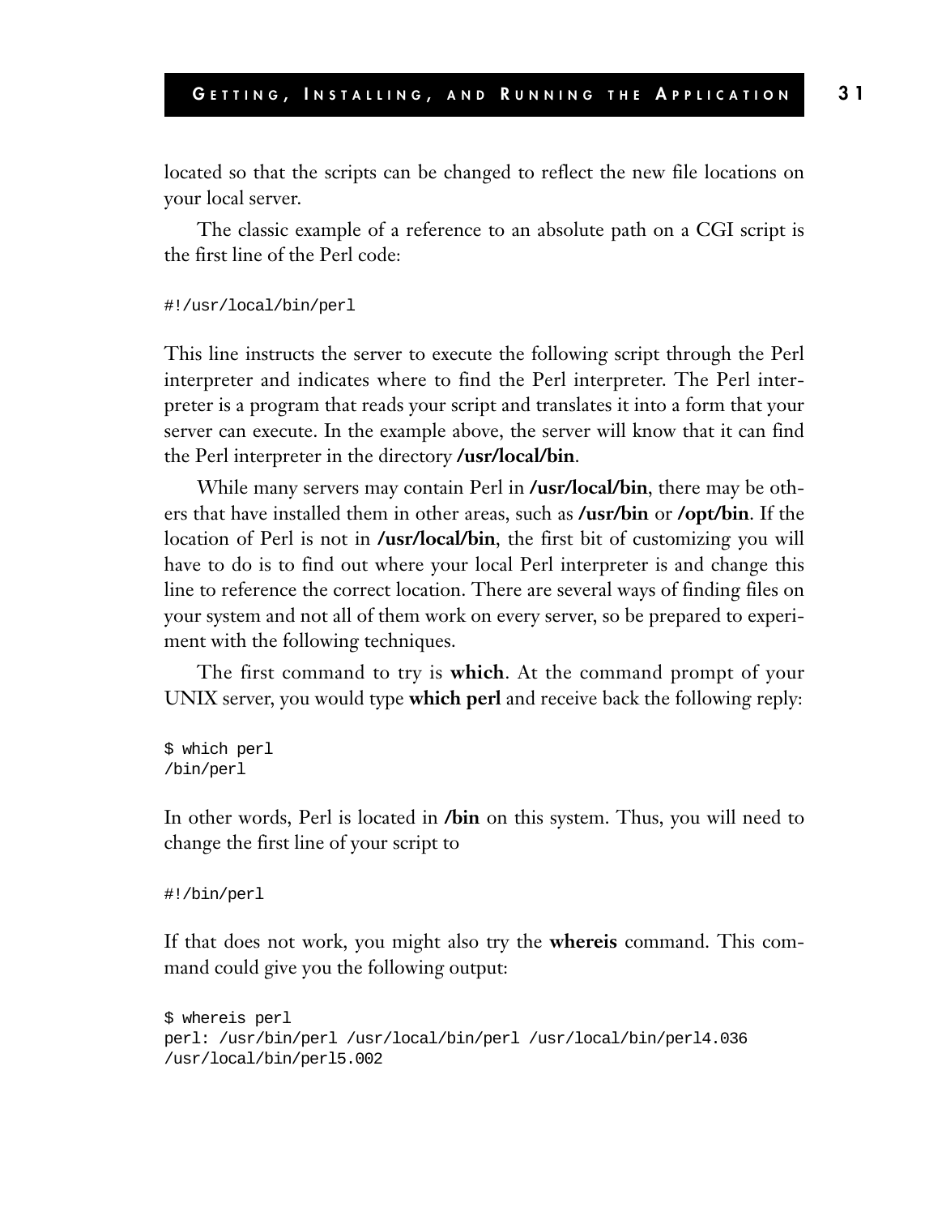located so that the scripts can be changed to reflect the new file locations on your local server.

The classic example of a reference to an absolute path on a CGI script is the first line of the Perl code:

```
#!/usr/local/bin/perl
```

This line instructs the server to execute the following script through the Perl interpreter and indicates where to find the Perl interpreter. The Perl interpreter is a program that reads your script and translates it into a form that your server can execute. In the example above, the server will know that it can find the Perl interpreter in the directory **/usr/local/bin**.

While many servers may contain Perl in **/usr/local/bin**, there may be others that have installed them in other areas, such as **/usr/bin** or **/opt/bin**. If the location of Perl is not in **/usr/local/bin**, the first bit of customizing you will have to do is to find out where your local Perl interpreter is and change this line to reference the correct location. There are several ways of finding files on your system and not all of them work on every server, so be prepared to experiment with the following techniques.

The first command to try is **which**. At the command prompt of your UNIX server, you would type **which perl** and receive back the following reply:

```
$ which perl
/bin/perl
```

In other words, Perl is located in **/bin** on this system. Thus, you will need to change the first line of your script to

```
#!/bin/perl
```

If that does not work, you might also try the **whereis** command. This command could give you the following output:

```
$ whereis perl
perl: /usr/bin/perl /usr/local/bin/perl /usr/local/bin/perl4.036
/usr/local/bin/perl5.002
```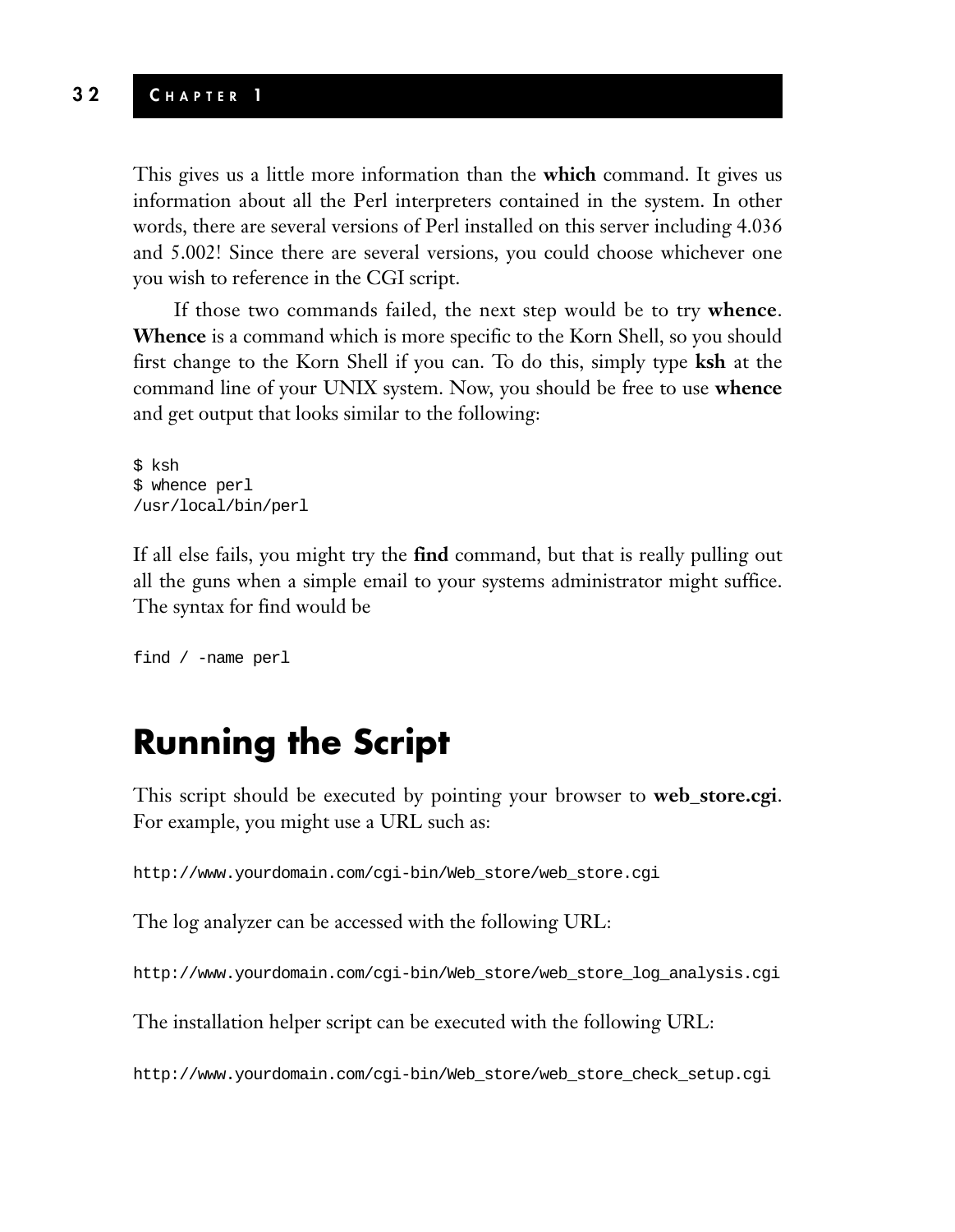This gives us a little more information than the **which** command. It gives us information about all the Perl interpreters contained in the system. In other words, there are several versions of Perl installed on this server including 4.036 and 5.002! Since there are several versions, you could choose whichever one you wish to reference in the CGI script.

If those two commands failed, the next step would be to try **whence**. **Whence** is a command which is more specific to the Korn Shell, so you should first change to the Korn Shell if you can. To do this, simply type **ksh** at the command line of your UNIX system. Now, you should be free to use **whence** and get output that looks similar to the following:

```
$ ksh
$ whence perl
/usr/local/bin/perl
```

If all else fails, you might try the **find** command, but that is really pulling out all the guns when a simple email to your systems administrator might suffice. The syntax for find would be

```
find / -name perl
```

## Running the Script

This script should be executed by pointing your browser to **web_store.cgi**. For example, you might use a URL such as:

```
http://www.yourdomain.com/cgi-bin/Web_store/web_store.cgi
```

The log analyzer can be accessed with the following URL:

```
http://www.yourdomain.com/cgi-bin/Web_store/web_store_log_analysis.cgi
```

The installation helper script can be executed with the following URL:

```
http://www.yourdomain.com/cgi-bin/Web_store/web_store_check_setup.cgi
```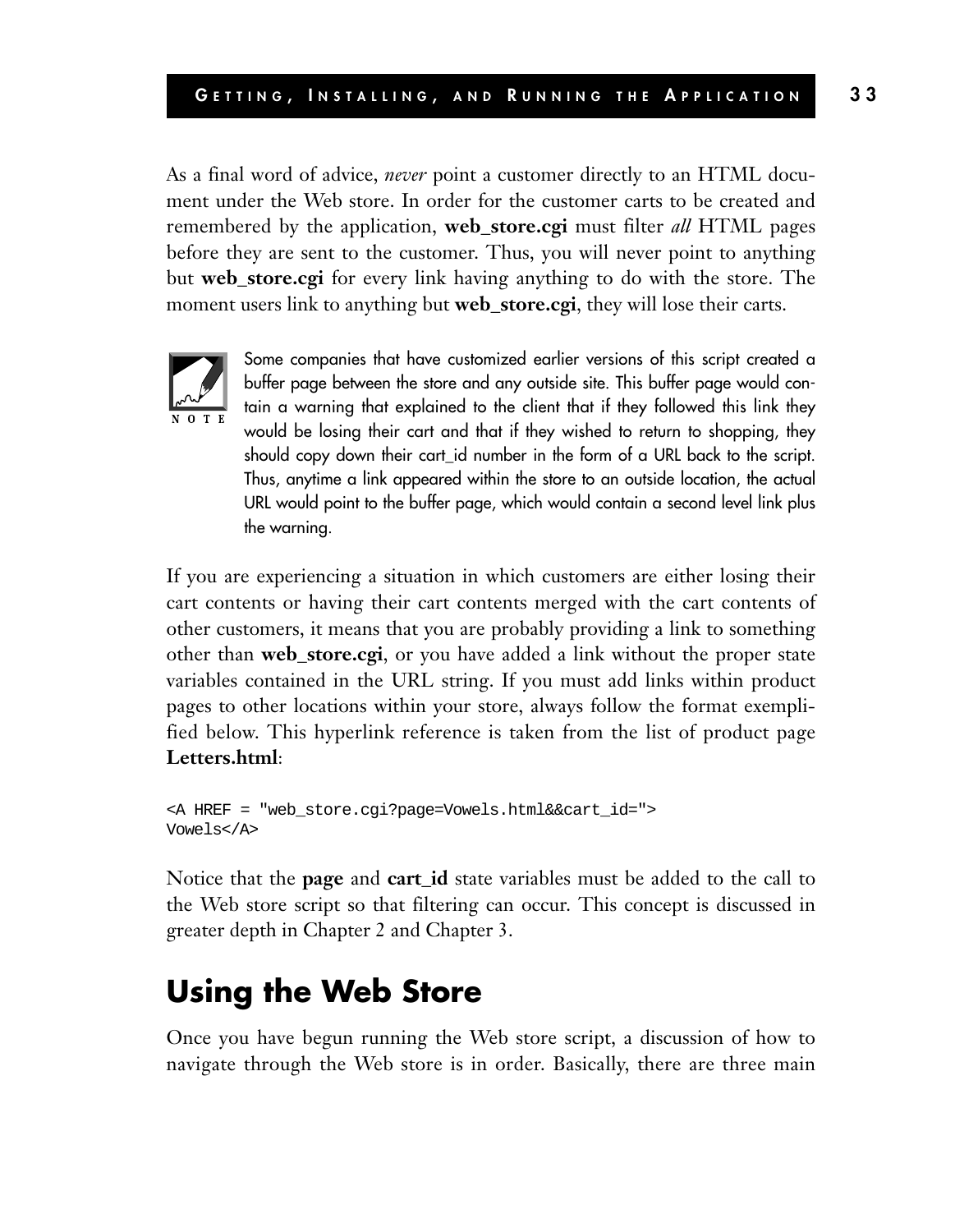As a final word of advice, *never* point a customer directly to an HTML document under the Web store. In order for the customer carts to be created and remembered by the application, **web_store.cgi** must filter *all* HTML pages before they are sent to the customer. Thus, you will never point to anything but **web_store.cgi** for every link having anything to do with the store. The moment users link to anything but **web_store.cgi**, they will lose their carts.

> **NOTE**
>
> Some companies that have customized earlier versions of this script created a buffer page between the store and any outside site. This buffer page would contain a warning that explained to the client that if they followed this link they would be losing their cart and that if they wished to return to shopping, they should copy down their cart_id number in the form of a URL back to the script. Thus, anytime a link appeared within the store to an outside location, the actual URL would point to the buffer page, which would contain a second level link plus the warning.

If you are experiencing a situation in which customers are either losing their cart contents or having their cart contents merged with the cart contents of other customers, it means that you are probably providing a link to something other than **web_store.cgi**, or you have added a link without the proper state variables contained in the URL string. If you must add links within product pages to other locations within your store, always follow the format exemplified below. This hyperlink reference is taken from the list of product page **Letters.html**:

```
<A HREF = "web_store.cgi?page=Vowels.html&&cart_id=">
Vowels</A>
```

Notice that the **page** and **cart_id** state variables must be added to the call to the Web store script so that filtering can occur. This concept is discussed in greater depth in Chapter 2 and Chapter 3.

## Using the Web Store

Once you have begun running the Web store script, a discussion of how to navigate through the Web store is in order. Basically, there are three main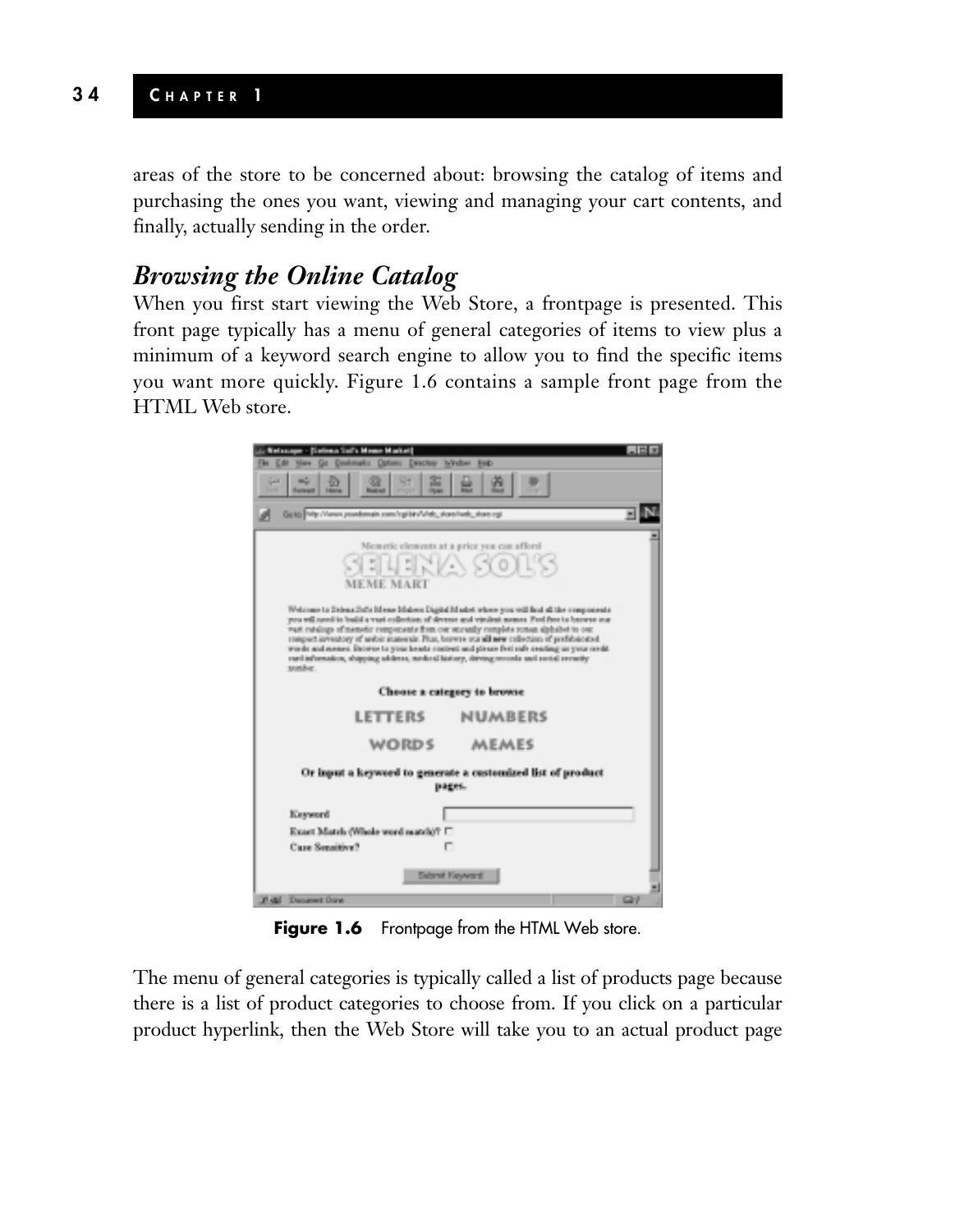areas of the store to be concerned about: browsing the catalog of items and purchasing the ones you want, viewing and managing your cart contents, and finally, actually sending in the order.

## *Browsing the Online Catalog*

When you first start viewing the Web Store, a frontpage is presented. This front page typically has a menu of general categories of items to view plus a minimum of a keyword search engine to allow you to find the specific items you want more quickly. Figure 1.6 contains a sample front page from the HTML Web store.

**Figure 1.6** Frontpage from the HTML Web store.

The menu of general categories is typically called a list of products page because there is a list of product categories to choose from. If you click on a particular product hyperlink, then the Web Store will take you to an actual product page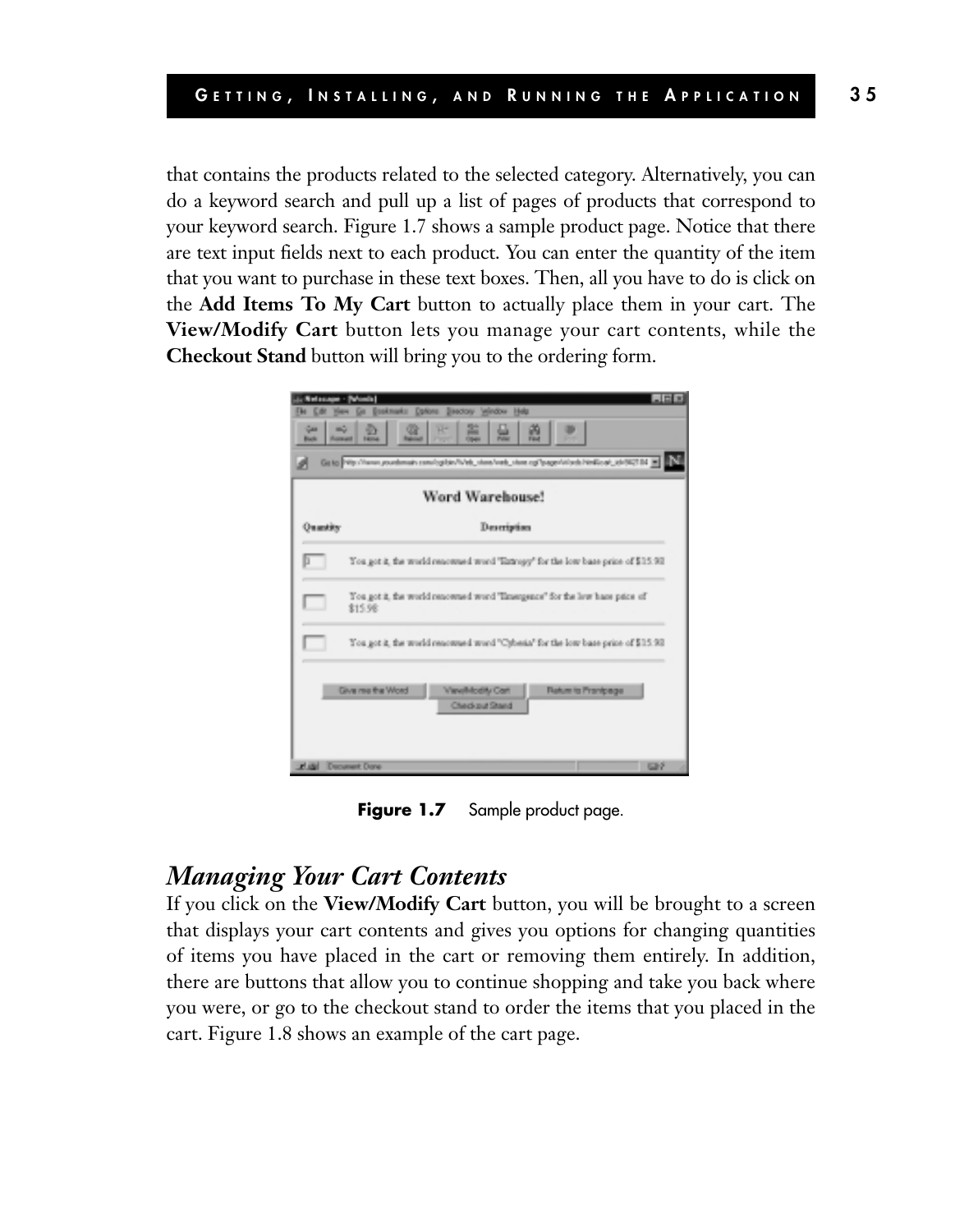that contains the products related to the selected category. Alternatively, you can do a keyword search and pull up a list of pages of products that correspond to your keyword search. Figure 1.7 shows a sample product page. Notice that there are text input fields next to each product. You can enter the quantity of the item that you want to purchase in these text boxes. Then, all you have to do is click on the **Add Items To My Cart** button to actually place them in your cart. The **View/Modify Cart** button lets you manage your cart contents, while the **Checkout Stand** button will bring you to the ordering form.

**Figure 1.7** Sample product page.

## *Managing Your Cart Contents*

If you click on the **View/Modify Cart** button, you will be brought to a screen that displays your cart contents and gives you options for changing quantities of items you have placed in the cart or removing them entirely. In addition, there are buttons that allow you to continue shopping and take you back where you were, or go to the checkout stand to order the items that you placed in the cart. Figure 1.8 shows an example of the cart page.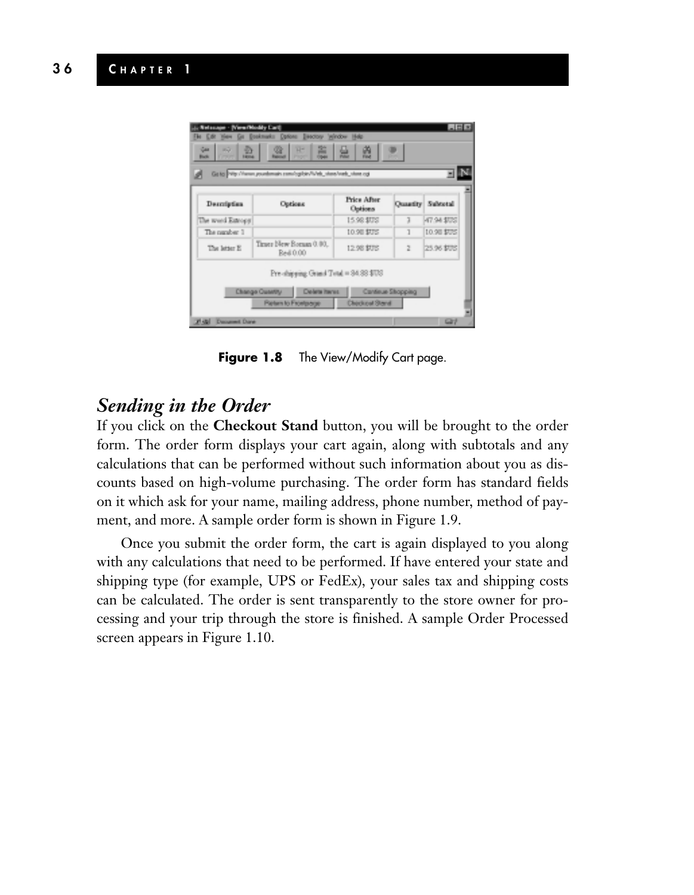Figure 1.8 The View/Modify Cart page.

## *Sending in the Order*

If you click on the **Checkout Stand** button, you will be brought to the order form. The order form displays your cart again, along with subtotals and any calculations that can be performed without such information about you as discounts based on high-volume purchasing. The order form has standard fields on it which ask for your name, mailing address, phone number, method of payment, and more. A sample order form is shown in Figure 1.9.

Once you submit the order form, the cart is again displayed to you along with any calculations that need to be performed. If have entered your state and shipping type (for example, UPS or FedEx), your sales tax and shipping costs can be calculated. The order is sent transparently to the store owner for processing and your trip through the store is finished. A sample Order Processed screen appears in Figure 1.10.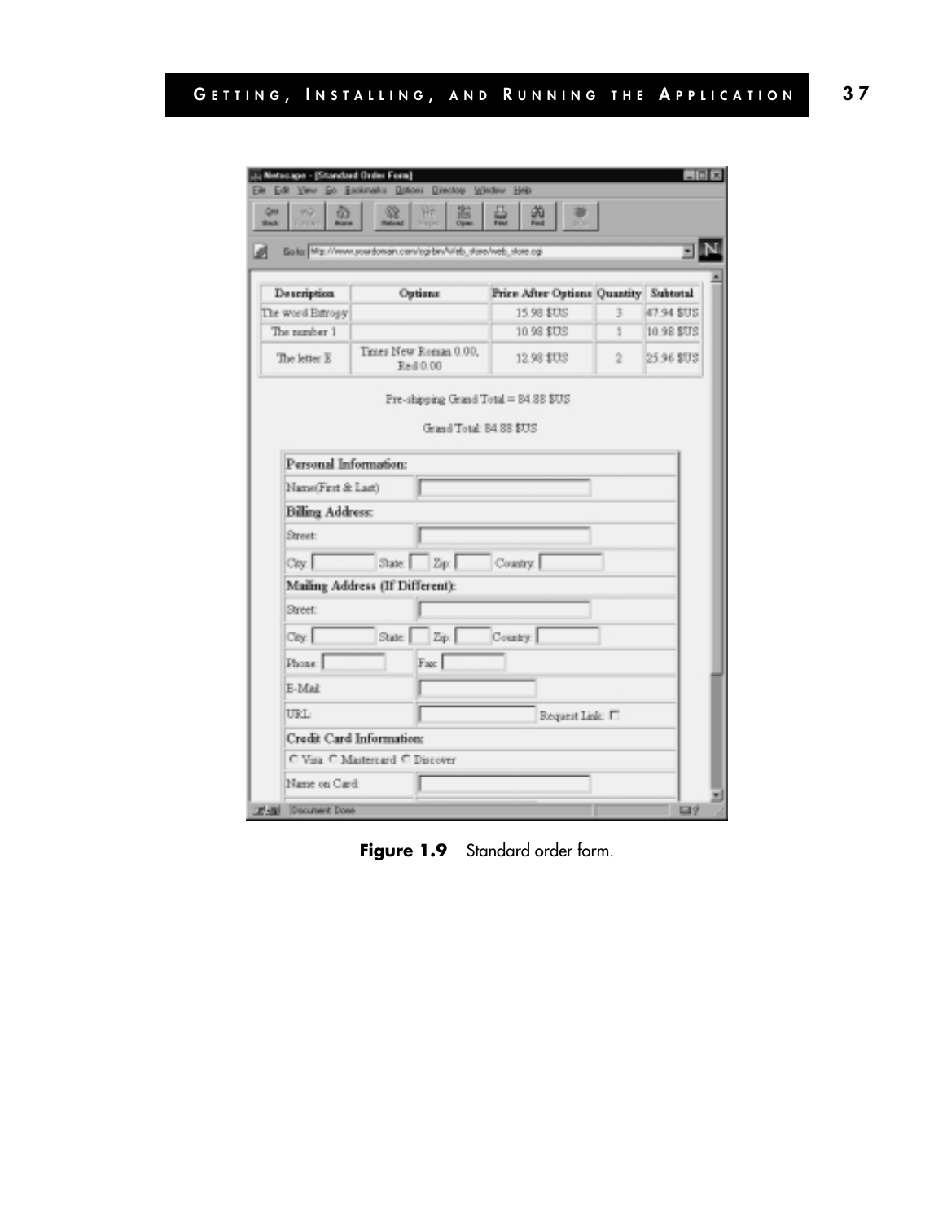Figure 1.9 Standard order form.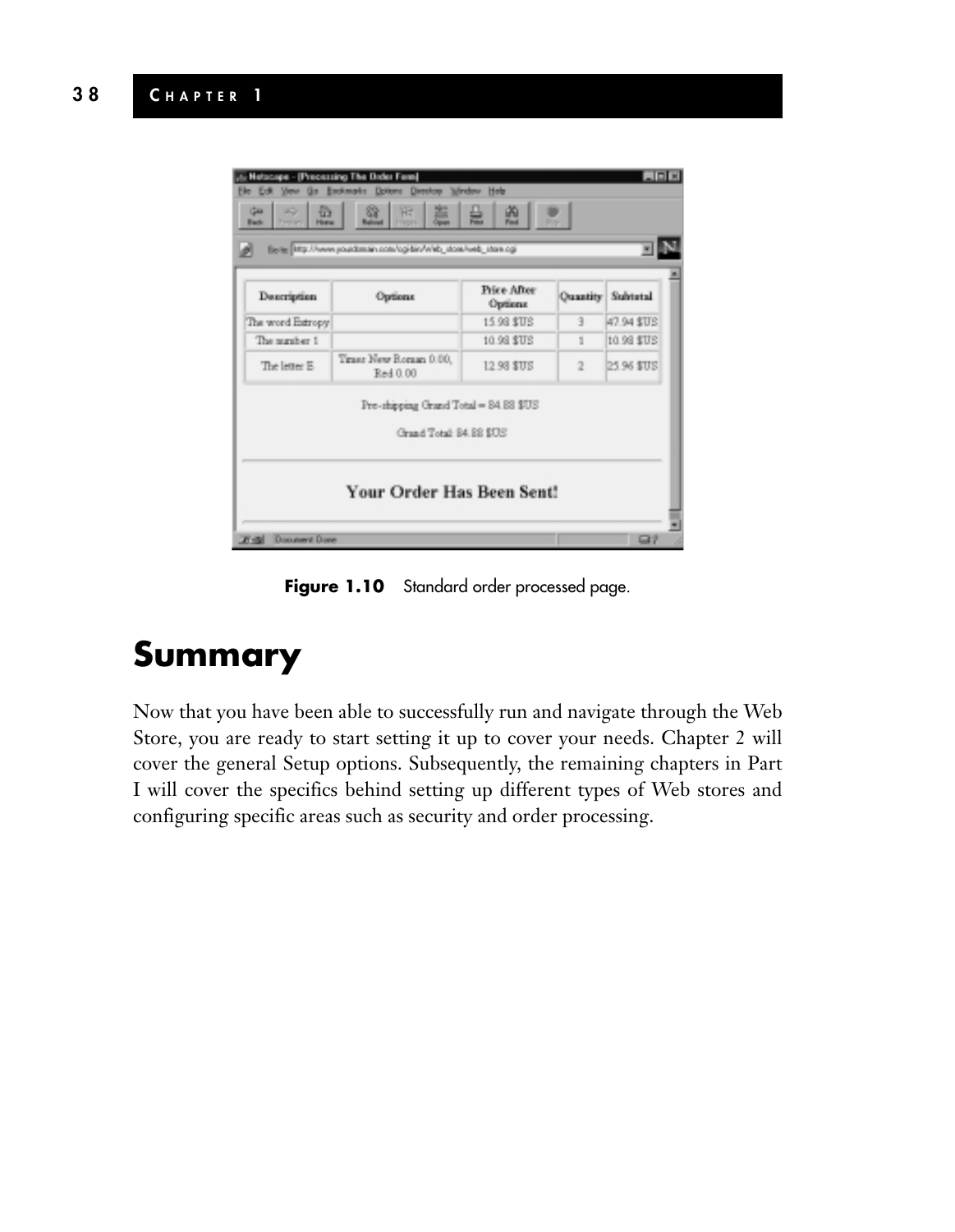Figure 1.10 Standard order processed page.

## Summary

Now that you have been able to successfully run and navigate through the Web Store, you are ready to start setting it up to cover your needs. Chapter 2 will cover the general Setup options. Subsequently, the remaining chapters in Part I will cover the specifics behind setting up different types of Web stores and configuring specific areas such as security and order processing.